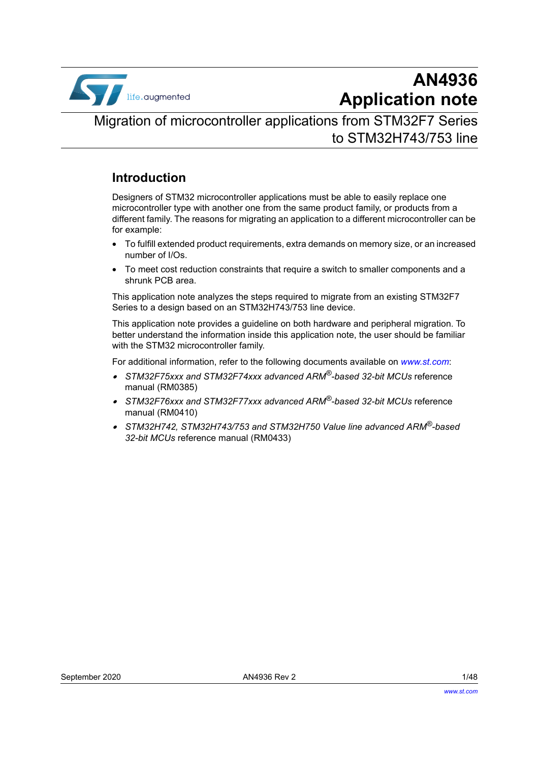# AN4936 Application note

## Migration of microcontroller applications from STM32F7 Series to STM32H743/753 line

### Introduction

Designers of STM32 microcontroller applications must be able to easily replace one microcontroller type with another one from the same product family, or products from a different family. The reasons for migrating an application to a different microcontroller can be for example:

- To fulfill extended product requirements, extra demands on memory size, or an increased number of I/Os.
- To meet cost reduction constraints that require a switch to smaller components and a shrunk PCB area.

This application note analyzes the steps required to migrate from an existing STM32F7 Series to a design based on an STM32H743/753 line device.

This application note provides a guideline on both hardware and peripheral migration. To better understand the information inside this application note, the user should be familiar with the STM32 microcontroller family.

For additional information, refer to the following documents available on *www.st.com*:

- *STM32F75xxx and STM32F74xxx advanced ARM®-based 32-bit MCUs* reference manual (RM0385)
- *STM32F76xxx and STM32F77xxx advanced ARM®-based 32-bit MCUs* reference manual (RM0410)
- *STM32H742, STM32H743/753 and STM32H750 Value line advanced ARM®-based 32-bit MCUs* reference manual (RM0433)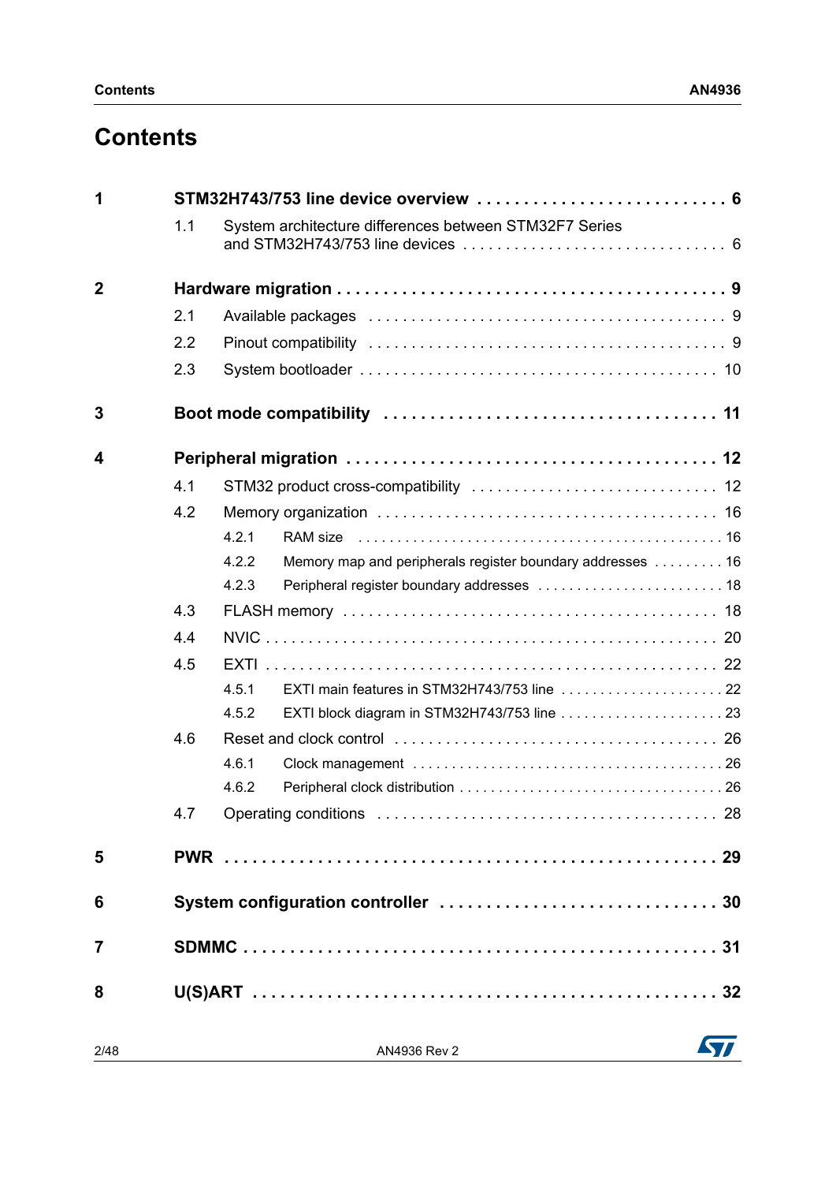# Contents

| | | | |
|---|---|---|---|
| **1** | **STM32H743/753 line device overview** | | **6** |
| | 1.1 | System architecture differences between STM32F7 Series and STM32H743/753 line devices | 6 |
| **2** | **Hardware migration** | | **9** |
| | 2.1 | Available packages | 9 |
| | 2.2 | Pinout compatibility | 9 |
| | 2.3 | System bootloader | 10 |
| **3** | **Boot mode compatibility** | | **11** |
| **4** | **Peripheral migration** | | **12** |
| | 4.1 | STM32 product cross-compatibility | 12 |
| | 4.2 | Memory organization | 16 |
| | 4.2.1 | RAM size | 16 |
| | 4.2.2 | Memory map and peripherals register boundary addresses | 16 |
| | 4.2.3 | Peripheral register boundary addresses | 18 |
| | 4.3 | FLASH memory | 18 |
| | 4.4 | NVIC | 20 |
| | 4.5 | EXTI | 22 |
| | 4.5.1 | EXTI main features in STM32H743/753 line | 22 |
| | 4.5.2 | EXTI block diagram in STM32H743/753 line | 23 |
| | 4.6 | Reset and clock control | 26 |
| | 4.6.1 | Clock management | 26 |
| | 4.6.2 | Peripheral clock distribution | 26 |
| | 4.7 | Operating conditions | 28 |
| **5** | **PWR** | | **29** |
| **6** | **System configuration controller** | | **30** |
| **7** | **SDMMC** | | **31** |
| **8** | **U(S)ART** | | **32** |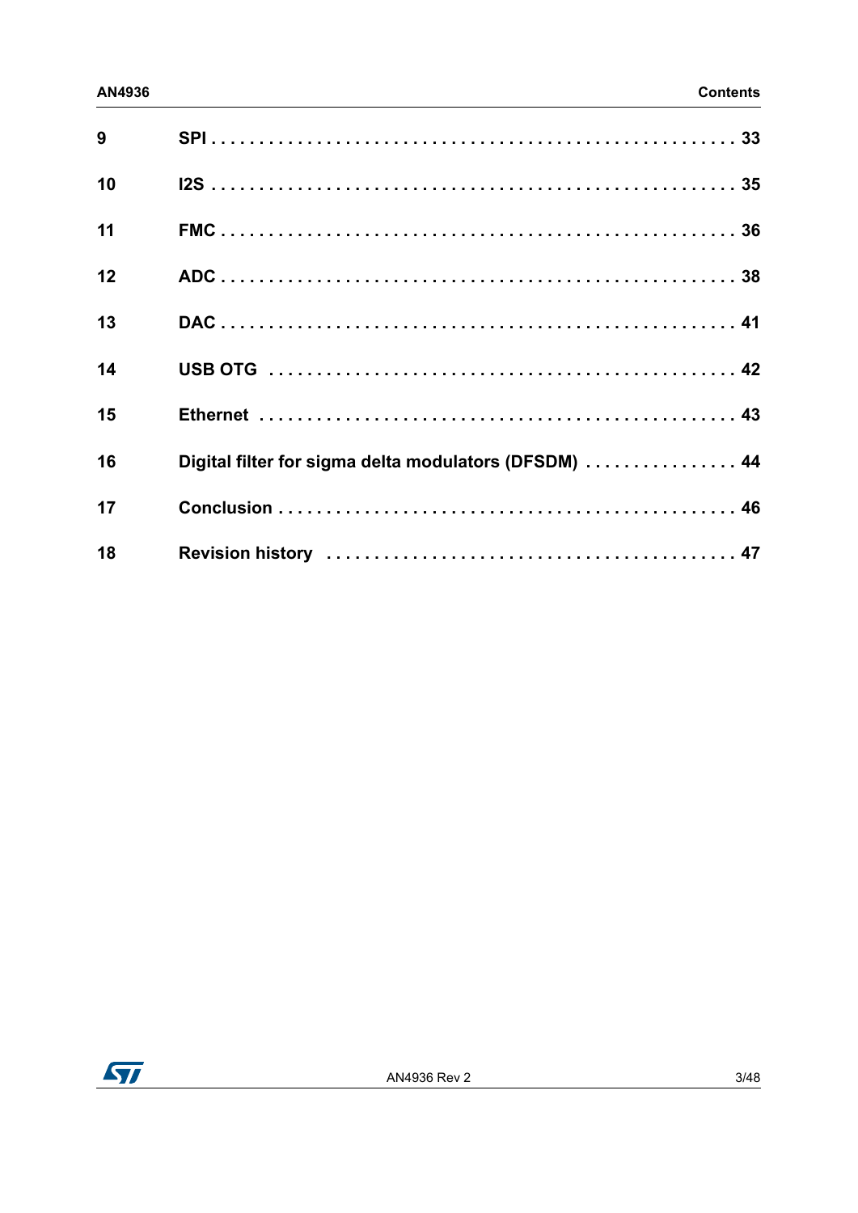| | | |
|---|---|---|
| **9** | **SPI** | **33** |
| **10** | **I2S** | **35** |
| **11** | **FMC** | **36** |
| **12** | **ADC** | **38** |
| **13** | **DAC** | **41** |
| **14** | **USB OTG** | **42** |
| **15** | **Ethernet** | **43** |
| **16** | **Digital filter for sigma delta modulators (DFSDM)** | **44** |
| **17** | **Conclusion** | **46** |
| **18** | **Revision history** | **47** |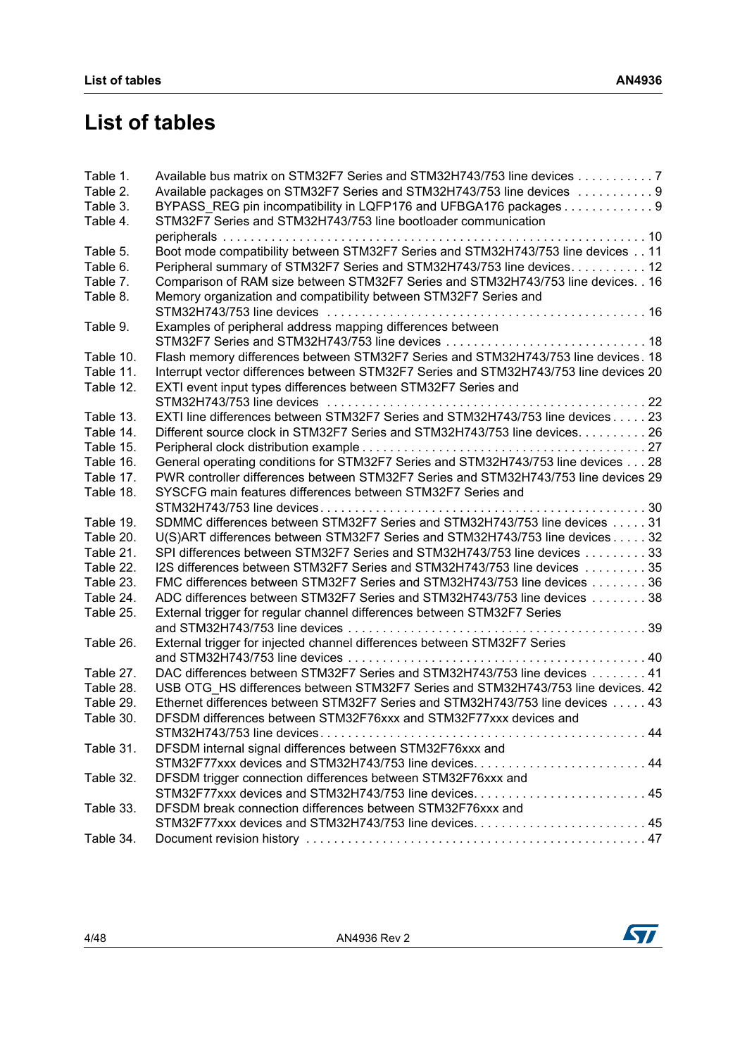# List of tables

| | | |
|---|---|---|
| Table 1. | Available bus matrix on STM32F7 Series and STM32H743/753 line devices | 7 |
| Table 2. | Available packages on STM32F7 Series and STM32H743/753 line devices | 9 |
| Table 3. | BYPASS_REG pin incompatibility in LQFP176 and UFBGA176 packages | 9 |
| Table 4. | STM32F7 Series and STM32H743/753 line bootloader communication peripherals | 10 |
| Table 5. | Boot mode compatibility between STM32F7 Series and STM32H743/753 line devices | 11 |
| Table 6. | Peripheral summary of STM32F7 Series and STM32H743/753 line devices | 12 |
| Table 7. | Comparison of RAM size between STM32F7 Series and STM32H743/753 line devices | 16 |
| Table 8. | Memory organization and compatibility between STM32F7 Series and STM32H743/753 line devices | 16 |
| Table 9. | Examples of peripheral address mapping differences between STM32F7 Series and STM32H743/753 line devices | 18 |
| Table 10. | Flash memory differences between STM32F7 Series and STM32H743/753 line devices | 18 |
| Table 11. | Interrupt vector differences between STM32F7 Series and STM32H743/753 line devices | 20 |
| Table 12. | EXTI event input types differences between STM32F7 Series and STM32H743/753 line devices | 22 |
| Table 13. | EXTI line differences between STM32F7 Series and STM32H743/753 line devices | 23 |
| Table 14. | Different source clock in STM32F7 Series and STM32H743/753 line devices | 26 |
| Table 15. | Peripheral clock distribution example | 27 |
| Table 16. | General operating conditions for STM32F7 Series and STM32H743/753 line devices | 28 |
| Table 17. | PWR controller differences between STM32F7 Series and STM32H743/753 line devices | 29 |
| Table 18. | SYSCFG main features differences between STM32F7 Series and STM32H743/753 line devices | 30 |
| Table 19. | SDMMC differences between STM32F7 Series and STM32H743/753 line devices | 31 |
| Table 20. | U(S)ART differences between STM32F7 Series and STM32H743/753 line devices | 32 |
| Table 21. | SPI differences between STM32F7 Series and STM32H743/753 line devices | 33 |
| Table 22. | I2S differences between STM32F7 Series and STM32H743/753 line devices | 35 |
| Table 23. | FMC differences between STM32F7 Series and STM32H743/753 line devices | 36 |
| Table 24. | ADC differences between STM32F7 Series and STM32H743/753 line devices | 38 |
| Table 25. | External trigger for regular channel differences between STM32F7 Series and STM32H743/753 line devices | 39 |
| Table 26. | External trigger for injected channel differences between STM32F7 Series and STM32H743/753 line devices | 40 |
| Table 27. | DAC differences between STM32F7 Series and STM32H743/753 line devices | 41 |
| Table 28. | USB OTG_HS differences between STM32F7 Series and STM32H743/753 line devices | 42 |
| Table 29. | Ethernet differences between STM32F7 Series and STM32H743/753 line devices | 43 |
| Table 30. | DFSDM differences between STM32F76xxx and STM32F77xxx devices and STM32H743/753 line devices | 44 |
| Table 31. | DFSDM internal signal differences between STM32F76xxx and STM32F77xxx devices and STM32H743/753 line devices | 44 |
| Table 32. | DFSDM trigger connection differences between STM32F76xxx and STM32F77xxx devices and STM32H743/753 line devices | 45 |
| Table 33. | DFSDM break connection differences between STM32F76xxx and STM32F77xxx devices and STM32H743/753 line devices | 45 |
| Table 34. | Document revision history | 47 |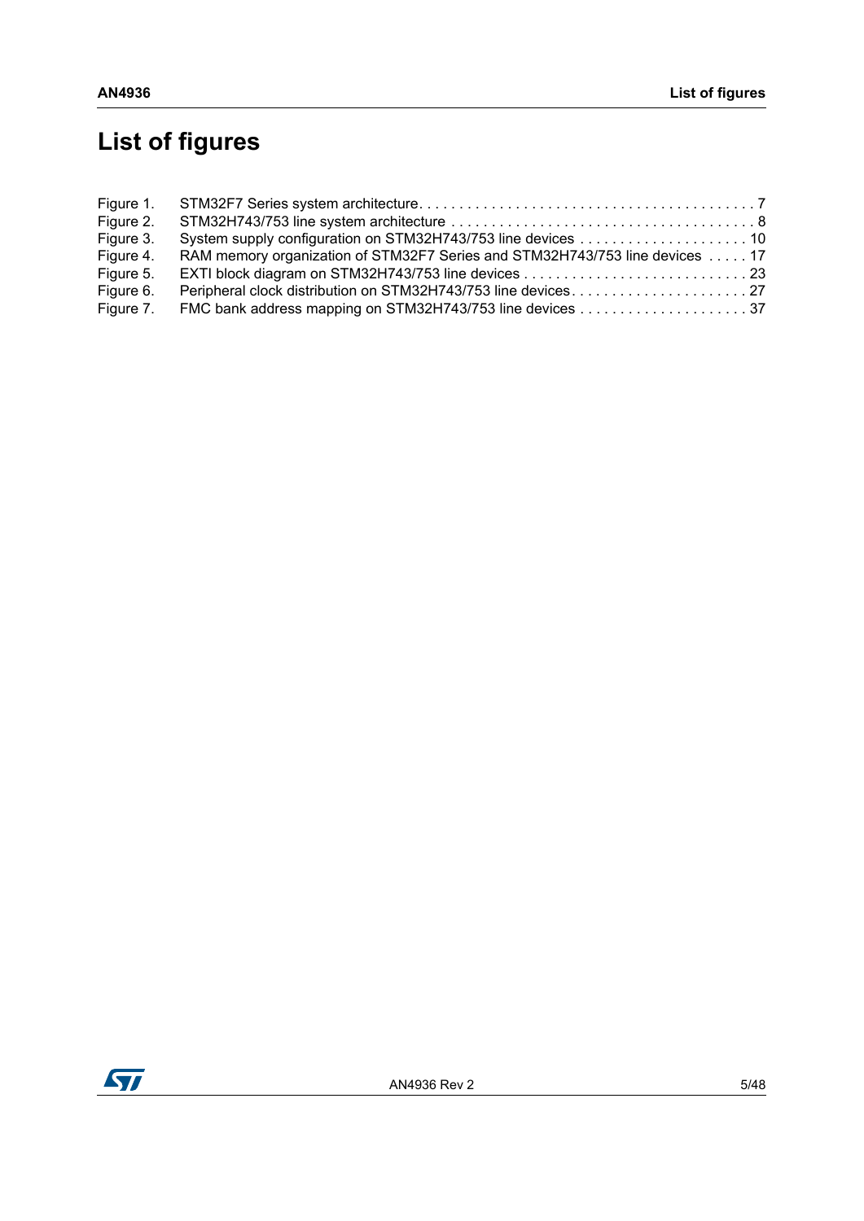# List of figures

Figure 1. STM32F7 Series system architecture. . . . . . . . . . . . . . . . . . . . . . . . . . . . . . . . . . . . . . . . . . 7
Figure 2. STM32H743/753 line system architecture . . . . . . . . . . . . . . . . . . . . . . . . . . . . . . . . . . . . . . 8
Figure 3. System supply configuration on STM32H743/753 line devices . . . . . . . . . . . . . . . . . . . . . 10
Figure 4. RAM memory organization of STM32F7 Series and STM32H743/753 line devices . . . . . 17
Figure 5. EXTI block diagram on STM32H743/753 line devices . . . . . . . . . . . . . . . . . . . . . . . . . . . . 23
Figure 6. Peripheral clock distribution on STM32H743/753 line devices. . . . . . . . . . . . . . . . . . . . . . 27
Figure 7. FMC bank address mapping on STM32H743/753 line devices . . . . . . . . . . . . . . . . . . . . . 37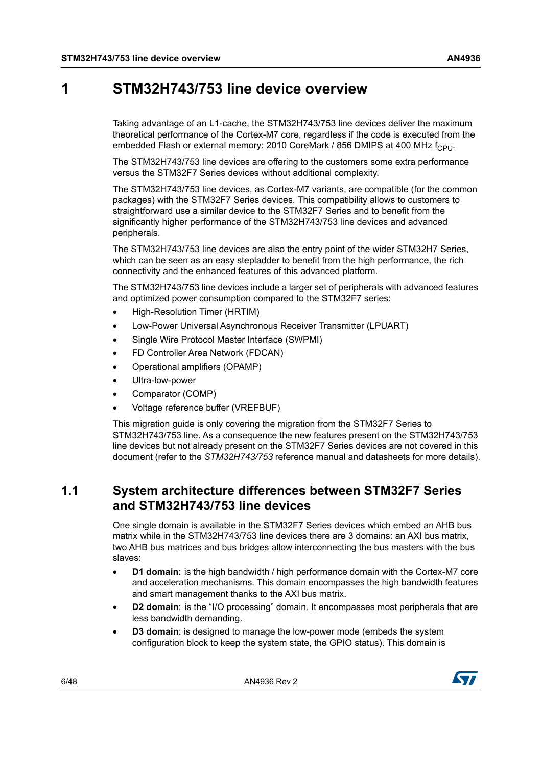# 1 STM32H743/753 line device overview

Taking advantage of an L1-cache, the STM32H743/753 line devices deliver the maximum theoretical performance of the Cortex-M7 core, regardless if the code is executed from the embedded Flash or external memory: 2010 CoreMark / 856 DMIPS at 400 MHz $f_{CPU}$.

The STM32H743/753 line devices are offering to the customers some extra performance versus the STM32F7 Series devices without additional complexity.

The STM32H743/753 line devices, as Cortex-M7 variants, are compatible (for the common packages) with the STM32F7 Series devices. This compatibility allows to customers to straightforward use a similar device to the STM32F7 Series and to benefit from the significantly higher performance of the STM32H743/753 line devices and advanced peripherals.

The STM32H743/753 line devices are also the entry point of the wider STM32H7 Series, which can be seen as an easy stepladder to benefit from the high performance, the rich connectivity and the enhanced features of this advanced platform.

The STM32H743/753 line devices include a larger set of peripherals with advanced features and optimized power consumption compared to the STM32F7 series:

- High-Resolution Timer (HRTIM)
- Low-Power Universal Asynchronous Receiver Transmitter (LPUART)
- Single Wire Protocol Master Interface (SWPMI)
- FD Controller Area Network (FDCAN)
- Operational amplifiers (OPAMP)
- Ultra-low-power
- Comparator (COMP)
- Voltage reference buffer (VREFBUF)

This migration guide is only covering the migration from the STM32F7 Series to STM32H743/753 line. As a consequence the new features present on the STM32H743/753 line devices but not already present on the STM32F7 Series devices are not covered in this document (refer to the *STM32H743/753* reference manual and datasheets for more details).

## 1.1 System architecture differences between STM32F7 Series and STM32H743/753 line devices

One single domain is available in the STM32F7 Series devices which embed an AHB bus matrix while in the STM32H743/753 line devices there are 3 domains: an AXI bus matrix, two AHB bus matrices and bus bridges allow interconnecting the bus masters with the bus slaves:

- **D1 domain**: is the high bandwidth / high performance domain with the Cortex-M7 core and acceleration mechanisms. This domain encompasses the high bandwidth features and smart management thanks to the AXI bus matrix.
- **D2 domain**: is the "I/O processing" domain. It encompasses most peripherals that are less bandwidth demanding.
- **D3 domain**: is designed to manage the low-power mode (embeds the system configuration block to keep the system state, the GPIO status). This domain is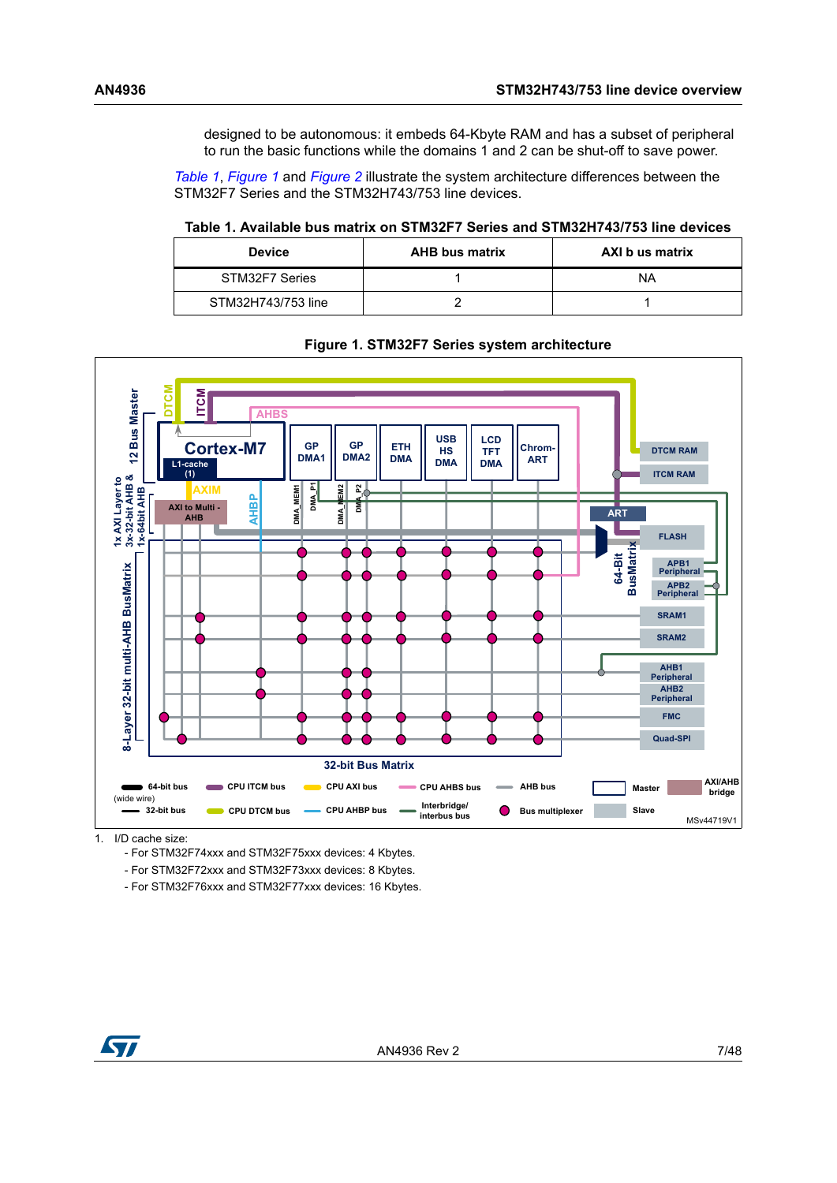designed to be autonomous: it embeds 64-Kbyte RAM and has a subset of peripheral to run the basic functions while the domains 1 and 2 can be shut-off to save power.

*Table 1*, *Figure 1* and *Figure 2* illustrate the system architecture differences between the STM32F7 Series and the STM32H743/753 line devices.

**Table 1. Available bus matrix on STM32F7 Series and STM32H743/753 line devices**

| Device | AHB bus matrix | AXI b us matrix |
|---|---|---|
| STM32F7 Series | 1 | NA |
| STM32H743/753 line | 2 | 1 |

**Figure 1. STM32F7 Series system architecture**

1. I/D cache size:
   - For STM32F74xxx and STM32F75xxx devices: 4 Kbytes.
   - For STM32F72xxx and STM32F73xxx devices: 8 Kbytes.
   - For STM32F76xxx and STM32F77xxx devices: 16 Kbytes.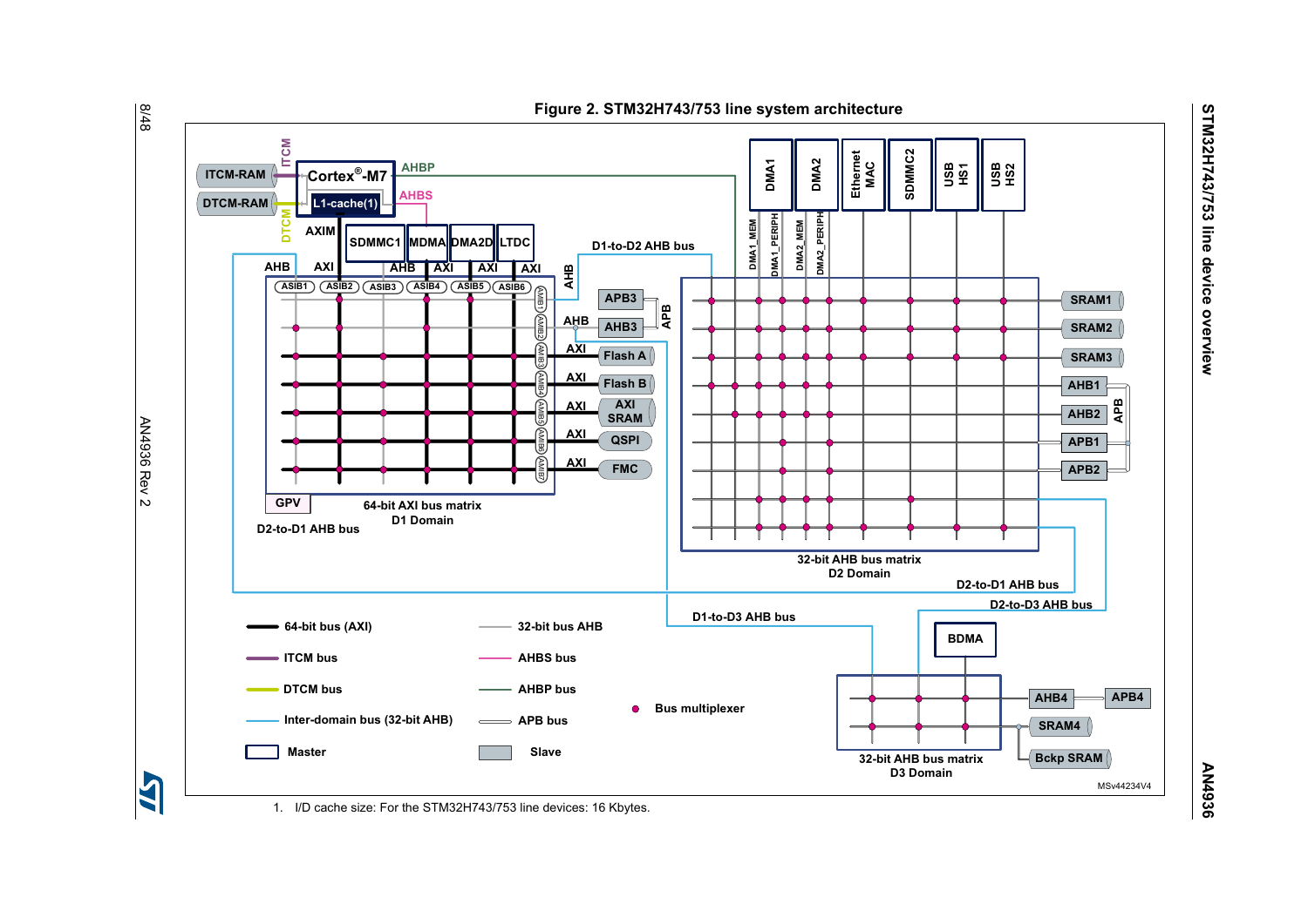**Figure 2. STM32H743/753 line system architecture**

1. I/D cache size: For the STM32H743/753 line devices: 16 Kbytes.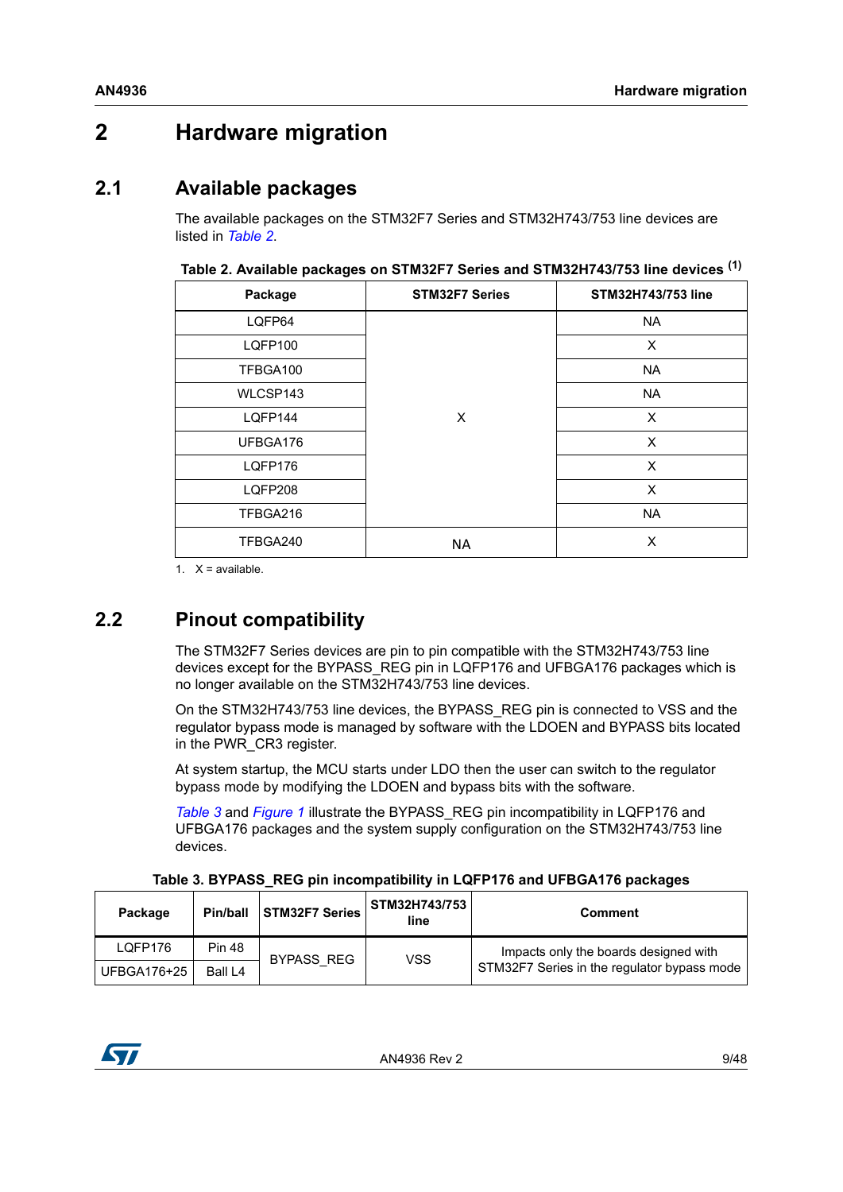# 2 Hardware migration

## 2.1 Available packages

The available packages on the STM32F7 Series and STM32H743/753 line devices are listed in *Table 2*.

**Table 2. Available packages on STM32F7 Series and STM32H743/753 line devices [(1)]**

| Package | STM32F7 Series | STM32H743/753 line |
|---|---|---|
| LQFP64 | X | NA |
| LQFP100 | X | X |
| TFBGA100 | X | NA |
| WLCSP143 | X | NA |
| LQFP144 | X | X |
| UFBGA176 | X | X |
| LQFP176 | X | X |
| LQFP208 | X | X |
| TFBGA216 | X | NA |
| TFBGA240 | NA | X |

1. X = available.

## 2.2 Pinout compatibility

The STM32F7 Series devices are pin to pin compatible with the STM32H743/753 line devices except for the BYPASS_REG pin in LQFP176 and UFBGA176 packages which is no longer available on the STM32H743/753 line devices.

On the STM32H743/753 line devices, the BYPASS_REG pin is connected to VSS and the regulator bypass mode is managed by software with the LDOEN and BYPASS bits located in the PWR_CR3 register.

At system startup, the MCU starts under LDO then the user can switch to the regulator bypass mode by modifying the LDOEN and bypass bits with the software.

*Table 3* and *Figure 1* illustrate the BYPASS_REG pin incompatibility in LQFP176 and UFBGA176 packages and the system supply configuration on the STM32H743/753 line devices.

**Table 3. BYPASS_REG pin incompatibility in LQFP176 and UFBGA176 packages**

| Package | Pin/ball | STM32F7 Series | STM32H743/753 line | Comment |
|---|---|---|---|---|
| LQFP176 | Pin 48 | BYPASS_REG | VSS | Impacts only the boards designed with STM32F7 Series in the regulator bypass mode |
| UFBGA176+25 | Ball L4 | | | |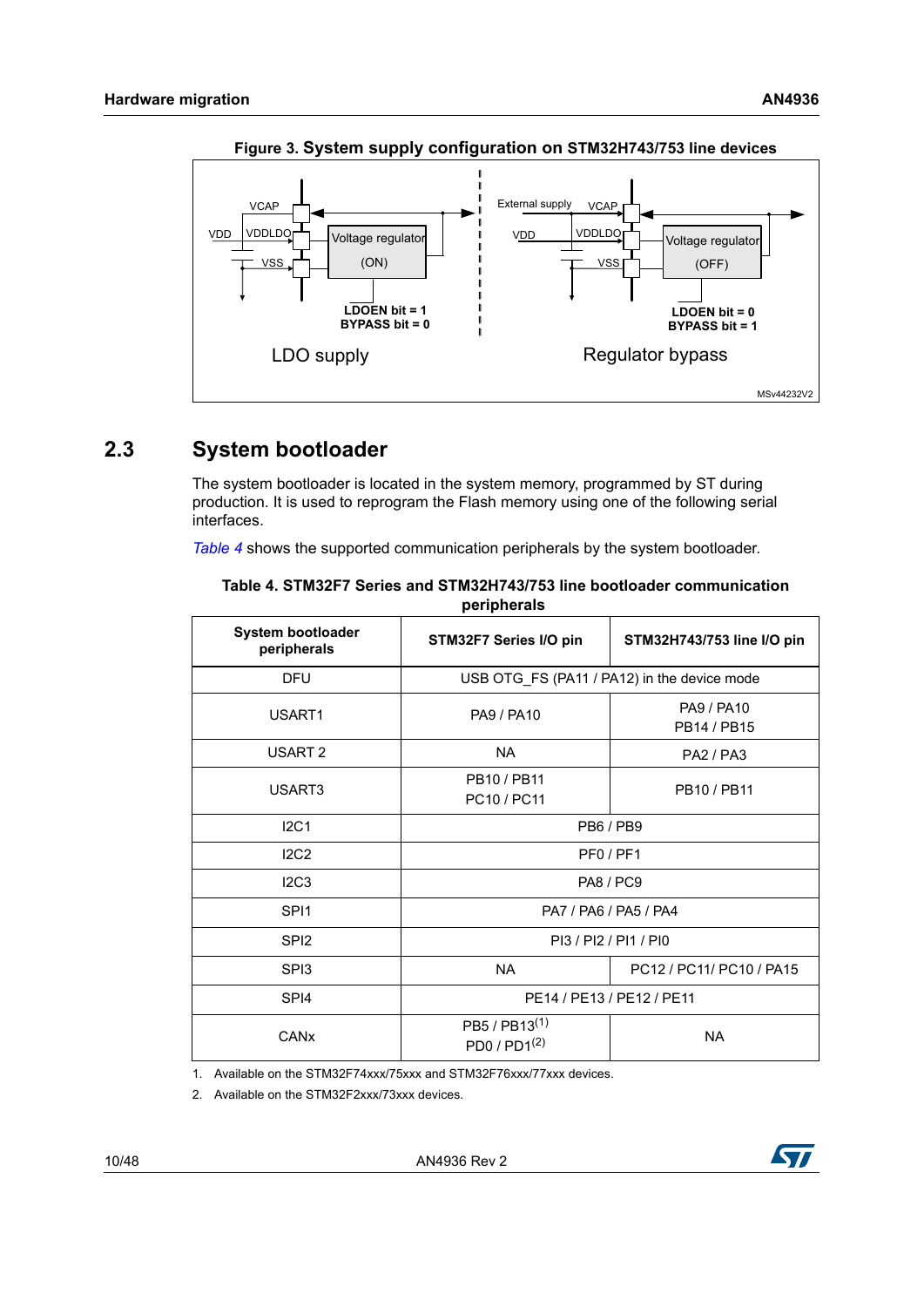**Figure 3. System supply configuration on STM32H743/753 line devices**

VCAP
VDD VDDLDO Voltage regulator (ON)
VSS
LDOEN bit = 1
BYPASS bit = 0
LDO supply

External supply VCAP
VDD VDDLDO Voltage regulator (OFF)
VSS
LDOEN bit = 0
BYPASS bit = 1
Regulator bypass

MSv44232V2

## 2.3 System bootloader

The system bootloader is located in the system memory, programmed by ST during production. It is used to reprogram the Flash memory using one of the following serial interfaces.

*Table 4* shows the supported communication peripherals by the system bootloader.

**Table 4. STM32F7 Series and STM32H743/753 line bootloader communication peripherals**

| System bootloader peripherals | STM32F7 Series I/O pin | STM32H743/753 line I/O pin |
|---|---|---|
| DFU | USB OTG_FS (PA11 / PA12) in the device mode | |
| USART1 | PA9 / PA10 | PA9 / PA10<br>PB14 / PB15 |
| USART 2 | NA | PA2 / PA3 |
| USART3 | PB10 / PB11<br>PC10 / PC11 | PB10 / PB11 |
| I2C1 | PB6 / PB9 | |
| I2C2 | PF0 / PF1 | |
| I2C3 | PA8 / PC9 | |
| SPI1 | PA7 / PA6 / PA5 / PA4 | |
| SPI2 | PI3 / PI2 / PI1 / PI0 | |
| SPI3 | NA | PC12 / PC11/ PC10 / PA15 |
| SPI4 | PE14 / PE13 / PE12 / PE11 | |
| CANx | PB5 / PB13[(1)]<br>PD0 / PD1[(2)] | NA |

1. Available on the STM32F74xxx/75xxx and STM32F76xxx/77xxx devices.
2. Available on the STM32F2xxx/73xxx devices.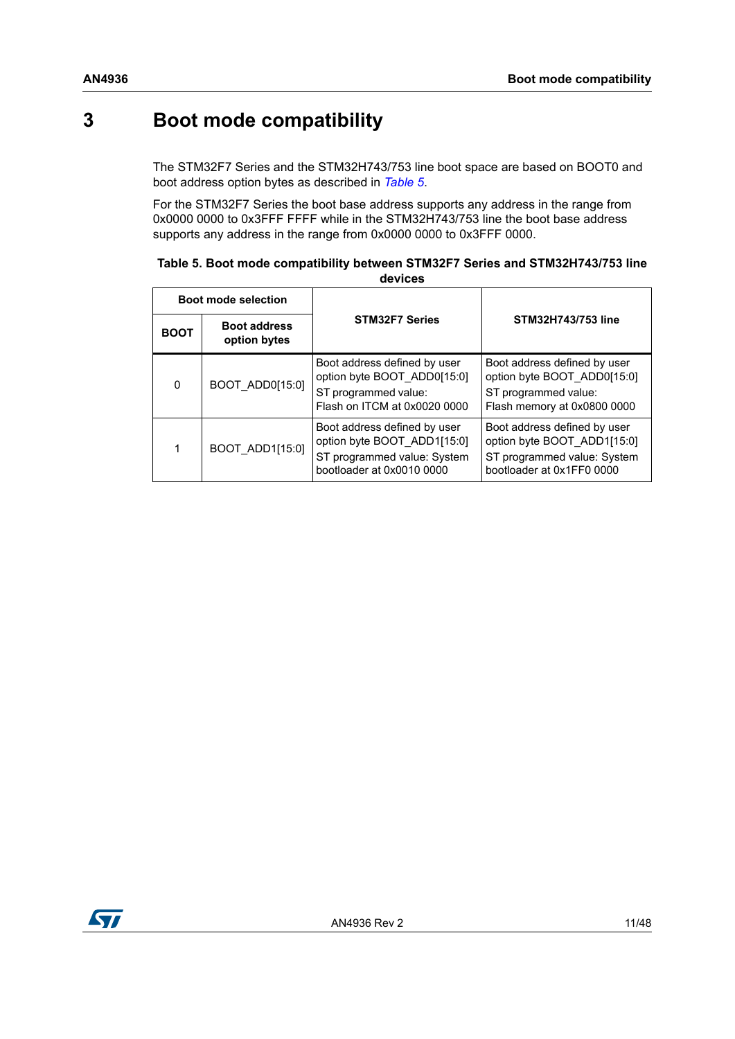# 3 Boot mode compatibility

The STM32F7 Series and the STM32H743/753 line boot space are based on BOOT0 and boot address option bytes as described in *Table 5*.

For the STM32F7 Series the boot base address supports any address in the range from 0x0000 0000 to 0x3FFF FFFF while in the STM32H743/753 line the boot base address supports any address in the range from 0x0000 0000 to 0x3FFF 0000.

**Table 5. Boot mode compatibility between STM32F7 Series and STM32H743/753 line devices**

| Boot mode selection | | STM32F7 Series | STM32H743/753 line |
|---|---|---|---|
| **BOOT** | **Boot address option bytes** | | |
| 0 | BOOT_ADD0[15:0] | Boot address defined by user option byte BOOT_ADD0[15:0]<br>ST programmed value:<br>Flash on ITCM at 0x0020 0000 | Boot address defined by user option byte BOOT_ADD0[15:0]<br>ST programmed value:<br>Flash memory at 0x0800 0000 |
| 1 | BOOT_ADD1[15:0] | Boot address defined by user option byte BOOT_ADD1[15:0]<br>ST programmed value: System bootloader at 0x0010 0000 | Boot address defined by user option byte BOOT_ADD1[15:0]<br>ST programmed value: System bootloader at 0x1FF0 0000 |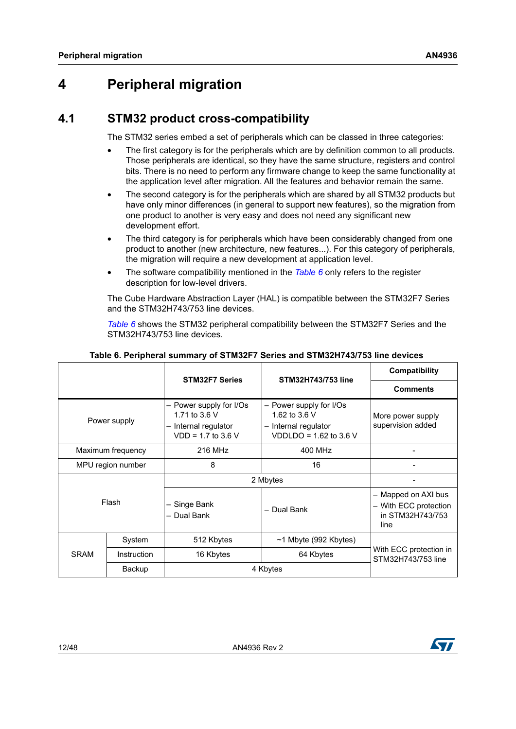# 4 Peripheral migration

## 4.1 STM32 product cross-compatibility

The STM32 series embed a set of peripherals which can be classed in three categories:

- The first category is for the peripherals which are by definition common to all products. Those peripherals are identical, so they have the same structure, registers and control bits. There is no need to perform any firmware change to keep the same functionality at the application level after migration. All the features and behavior remain the same.
- The second category is for the peripherals which are shared by all STM32 products but have only minor differences (in general to support new features), so the migration from one product to another is very easy and does not need any significant new development effort.
- The third category is for peripherals which have been considerably changed from one product to another (new architecture, new features...). For this category of peripherals, the migration will require a new development at application level.
- The software compatibility mentioned in the *Table 6* only refers to the register description for low-level drivers.

The Cube Hardware Abstraction Layer (HAL) is compatible between the STM32F7 Series and the STM32H743/753 line devices.

*Table 6* shows the STM32 peripheral compatibility between the STM32F7 Series and the STM32H743/753 line devices.

**Table 6. Peripheral summary of STM32F7 Series and STM32H743/753 line devices**

| | | STM32F7 Series | STM32H743/753 line | Compatibility |
|---|---|---|---|---|
| | | | | Comments |
| Power supply | | – Power supply for I/Os 1.71 to 3.6 V<br>– Internal regulator VDD = 1.7 to 3.6 V | – Power supply for I/Os 1.62 to 3.6 V<br>– Internal regulator VDDLDO = 1.62 to 3.6 V | More power supply supervision added |
| Maximum frequency | | 216 MHz | 400 MHz | - |
| MPU region number | | 8 | 16 | - |
| Flash | | 2 Mbytes | | - |
| | | – Singe Bank<br>– Dual Bank | – Dual Bank | – Mapped on AXI bus<br>– With ECC protection in STM32H743/753 line |
| SRAM | System | 512 Kbytes | ~1 Mbyte (992 Kbytes) | With ECC protection in STM32H743/753 line |
| | Instruction | 16 Kbytes | 64 Kbytes | |
| | Backup | 4 Kbytes | | |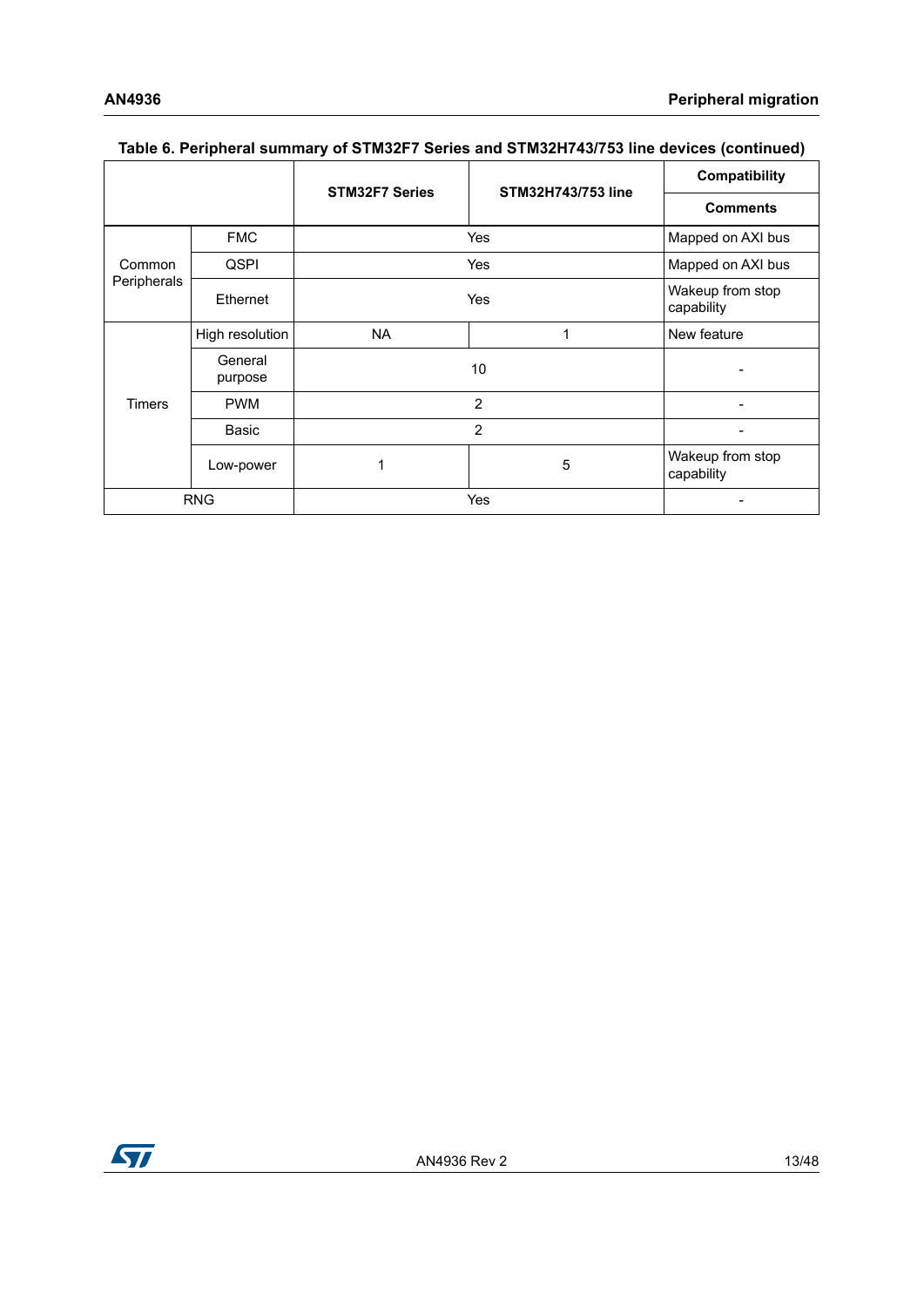**Table 6. Peripheral summary of STM32F7 Series and STM32H743/753 line devices (continued)**

| | | STM32F7 Series | STM32H743/753 line | Compatibility |
|---|---|---|---|---|
| | | | | Comments |
| Common Peripherals | FMC | Yes | | Mapped on AXI bus |
| | QSPI | Yes | | Mapped on AXI bus |
| | Ethernet | Yes | | Wakeup from stop capability |
| Timers | High resolution | NA | 1 | New feature |
| | General purpose | 10 | | - |
| | PWM | 2 | | - |
| | Basic | 2 | | - |
| | Low-power | 1 | 5 | Wakeup from stop capability |
| RNG | | Yes | | - |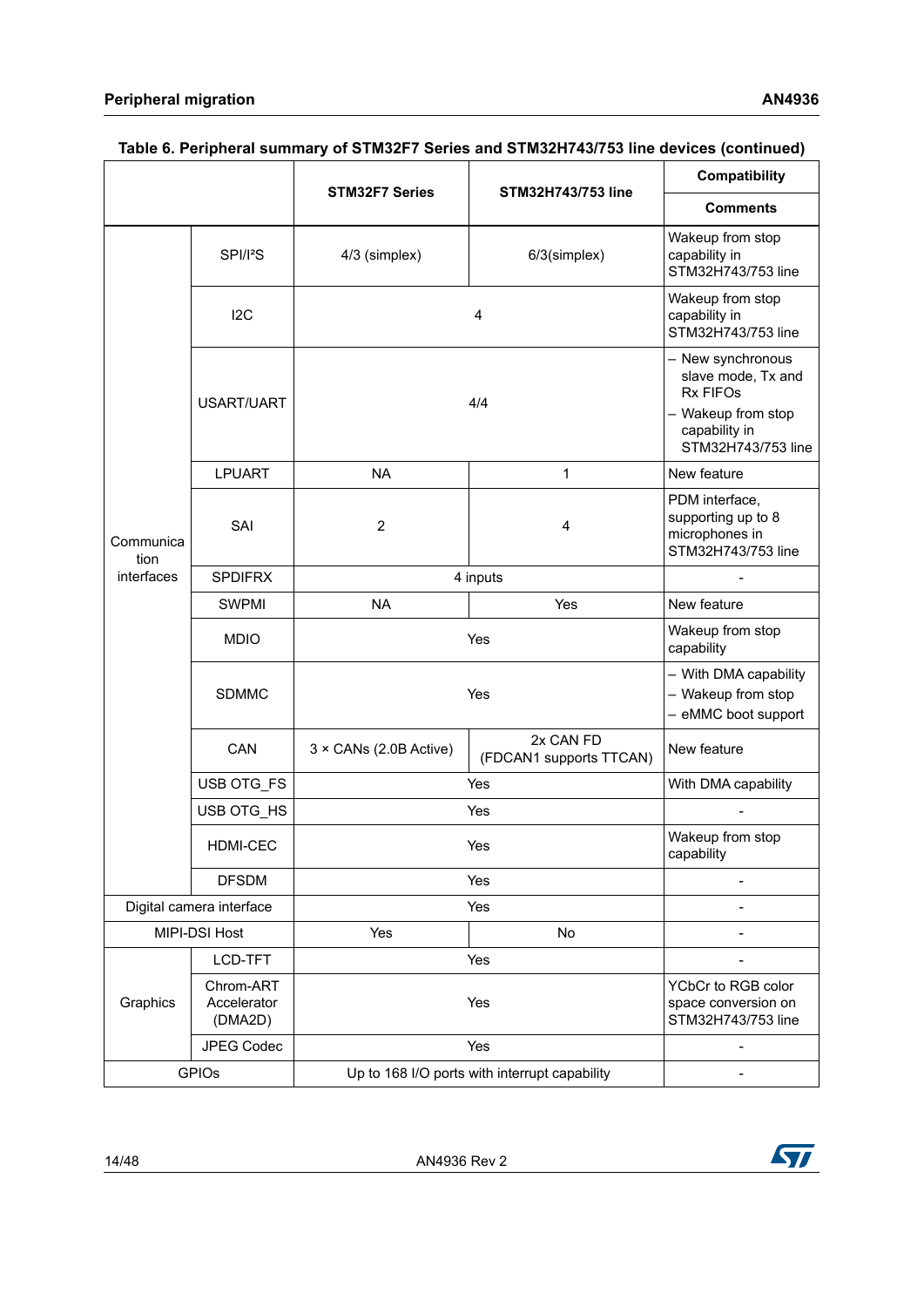**Table 6. Peripheral summary of STM32F7 Series and STM32H743/753 line devices (continued)**

| | | STM32F7 Series | STM32H743/753 line | Compatibility |
|---|---|---|---|---|
| | | | | Comments |
| Communication interfaces | SPI/I²S | 4/3 (simplex) | 6/3(simplex) | Wakeup from stop capability in STM32H743/753 line |
| | I2C | 4 | | Wakeup from stop capability in STM32H743/753 line |
| | USART/UART | 4/4 | | – New synchronous slave mode, Tx and Rx FIFOs<br>– Wakeup from stop capability in STM32H743/753 line |
| | LPUART | NA | 1 | New feature |
| | SAI | 2 | 4 | PDM interface, supporting up to 8 microphones in STM32H743/753 line |
| | SPDIFRX | 4 inputs | | - |
| | SWPMI | NA | Yes | New feature |
| | MDIO | Yes | | Wakeup from stop capability |
| | SDMMC | Yes | | – With DMA capability<br>– Wakeup from stop<br>– eMMC boot support |
| | CAN | 3 × CANs (2.0B Active) | 2x CAN FD (FDCAN1 supports TTCAN) | New feature |
| | USB OTG_FS | Yes | | With DMA capability |
| | USB OTG_HS | Yes | | - |
| | HDMI-CEC | Yes | | Wakeup from stop capability |
| | DFSDM | Yes | | - |
| Digital camera interface | | Yes | | - |
| MIPI-DSI Host | | Yes | No | - |
| Graphics | LCD-TFT | Yes | | - |
| | Chrom-ART Accelerator (DMA2D) | Yes | | YCbCr to RGB color space conversion on STM32H743/753 line |
| | JPEG Codec | Yes | | - |
| GPIOs | | Up to 168 I/O ports with interrupt capability | | - |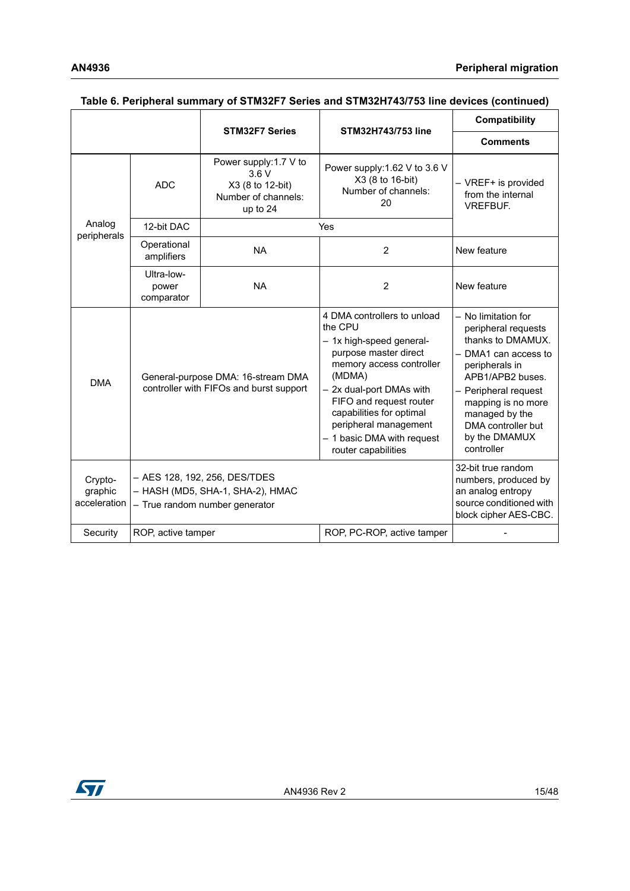**Table 6. Peripheral summary of STM32F7 Series and STM32H743/753 line devices (continued)**

| | | STM32F7 Series | STM32H743/753 line | Compatibility<br>Comments |
|---|---|---|---|---|
| Analog peripherals | ADC | Power supply:1.7 V to 3.6 V<br>X3 (8 to 12-bit)<br>Number of channels: up to 24 | Power supply:1.62 V to 3.6 V<br>X3 (8 to 16-bit)<br>Number of channels: 20 | – VREF+ is provided from the internal VREFBUF. |
| | 12-bit DAC | Yes | | |
| | Operational amplifiers | NA | 2 | New feature |
| | Ultra-low-power comparator | NA | 2 | New feature |
| DMA | General-purpose DMA: 16-stream DMA controller with FIFOs and burst support | | 4 DMA controllers to unload the CPU<br>– 1x high-speed general-purpose master direct memory access controller (MDMA)<br>– 2x dual-port DMAs with FIFO and request router capabilities for optimal peripheral management<br>– 1 basic DMA with request router capabilities | – No limitation for peripheral requests thanks to DMAMUX.<br>– DMA1 can access to peripherals in APB1/APB2 buses.<br>– Peripheral request mapping is no more managed by the DMA controller but by the DMAMUX controller |
| Crypto-graphic acceleration | – AES 128, 192, 256, DES/TDES<br>– HASH (MD5, SHA-1, SHA-2), HMAC<br>– True random number generator | | | 32-bit true random numbers, produced by an analog entropy source conditioned with block cipher AES-CBC. |
| Security | ROP, active tamper | | ROP, PC-ROP, active tamper | - |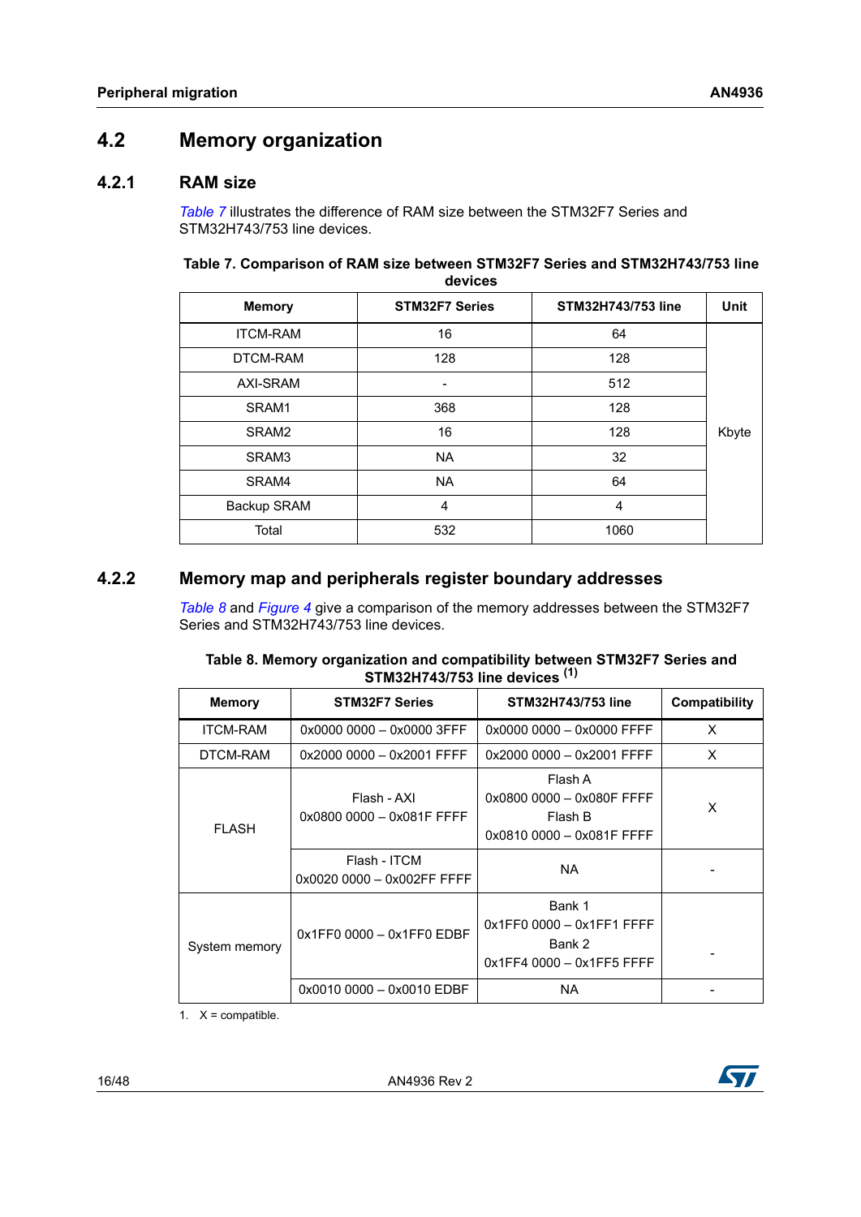## 4.2 Memory organization

### 4.2.1 RAM size

*Table 7* illustrates the difference of RAM size between the STM32F7 Series and STM32H743/753 line devices.

**Table 7. Comparison of RAM size between STM32F7 Series and STM32H743/753 line devices**

| Memory | STM32F7 Series | STM32H743/753 line | Unit |
|---|---|---|---|
| ITCM-RAM | 16 | 64 | Kbyte |
| DTCM-RAM | 128 | 128 | |
| AXI-SRAM | - | 512 | |
| SRAM1 | 368 | 128 | |
| SRAM2 | 16 | 128 | |
| SRAM3 | NA | 32 | |
| SRAM4 | NA | 64 | |
| Backup SRAM | 4 | 4 | |
| Total | 532 | 1060 | |

### 4.2.2 Memory map and peripherals register boundary addresses

*Table 8* and *Figure 4* give a comparison of the memory addresses between the STM32F7 Series and STM32H743/753 line devices.

**Table 8. Memory organization and compatibility between STM32F7 Series and STM32H743/753 line devices (1)**

| Memory | STM32F7 Series | STM32H743/753 line | Compatibility |
|---|---|---|---|
| ITCM-RAM | 0x0000 0000 – 0x0000 3FFF | 0x0000 0000 – 0x0000 FFFF | X |
| DTCM-RAM | 0x2000 0000 – 0x2001 FFFF | 0x2000 0000 – 0x2001 FFFF | X |
| FLASH | Flash - AXI<br>0x0800 0000 – 0x081F FFFF | Flash A<br>0x0800 0000 – 0x080F FFFF<br>Flash B<br>0x0810 0000 – 0x081F FFFF | X |
| | Flash - ITCM<br>0x0020 0000 – 0x002FF FFFF | NA | - |
| System memory | 0x1FF0 0000 – 0x1FF0 EDBF | Bank 1<br>0x1FF0 0000 – 0x1FF1 FFFF<br>Bank 2<br>0x1FF4 0000 – 0x1FF5 FFFF | - |
| | 0x0010 0000 – 0x0010 EDBF | NA | - |

1. X = compatible.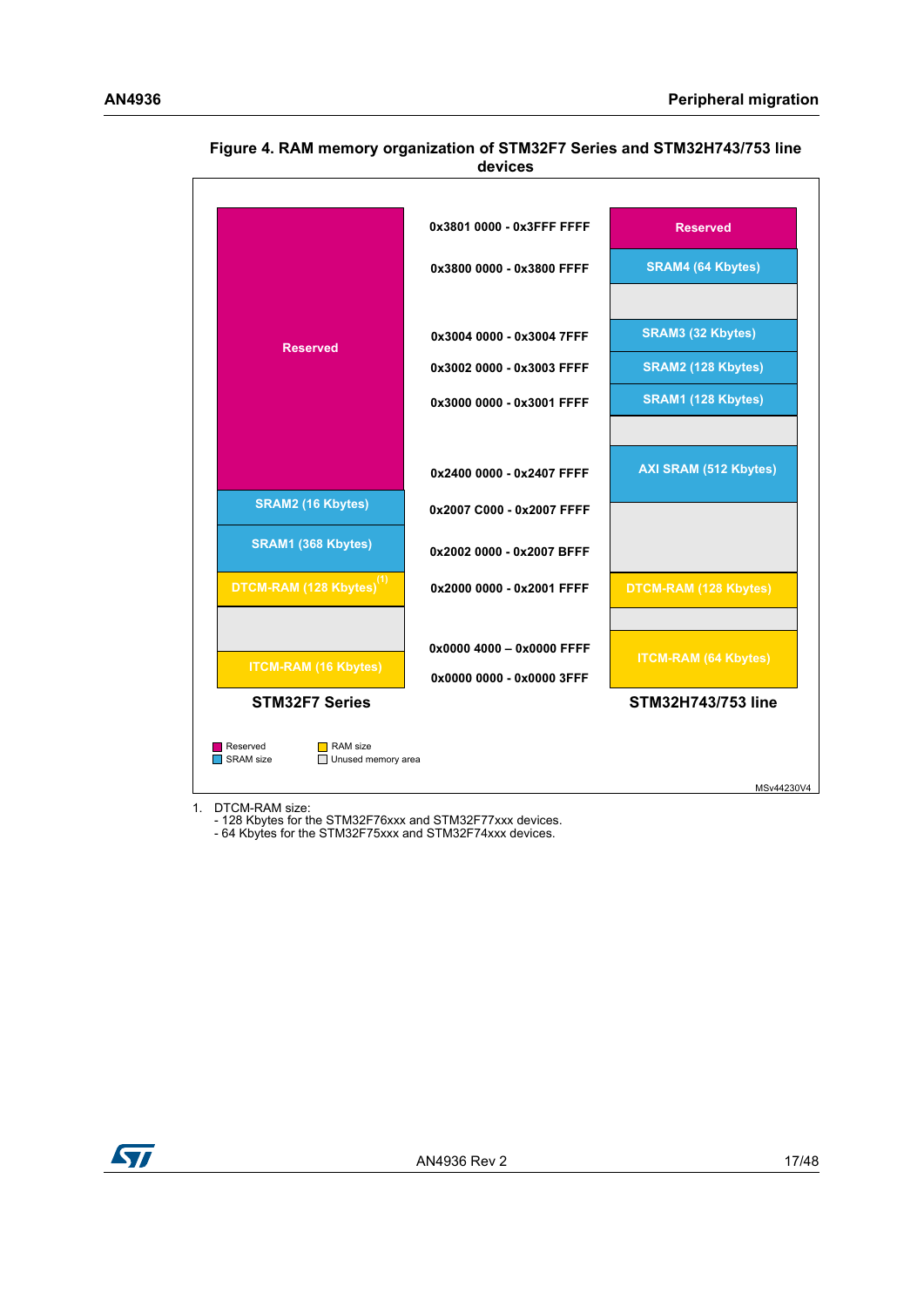**Figure 4. RAM memory organization of STM32F7 Series and STM32H743/753 line devices**

| STM32F7 Series | Address | STM32H743/753 line |
|---|---|---|
| Reserved | 0x3801 0000 - 0x3FFF FFFF | Reserved |
| | 0x3800 0000 - 0x3800 FFFF | SRAM4 (64 Kbytes) |
| | 0x3004 0000 - 0x3004 7FFF | SRAM3 (32 Kbytes) |
| | 0x3002 0000 - 0x3003 FFFF | SRAM2 (128 Kbytes) |
| | 0x3000 0000 - 0x3001 FFFF | SRAM1 (128 Kbytes) |
| | 0x2400 0000 - 0x2407 FFFF | AXI SRAM (512 Kbytes) |
| SRAM2 (16 Kbytes) | 0x2007 C000 - 0x2007 FFFF | |
| SRAM1 (368 Kbytes) | 0x2002 0000 - 0x2007 BFFF | |
| DTCM-RAM (128 Kbytes)[(1)] | 0x2000 0000 - 0x2001 FFFF | DTCM-RAM (128 Kbytes) |
| | 0x0000 4000 – 0x0000 FFFF | ITCM-RAM (64 Kbytes) |
| ITCM-RAM (16 Kbytes) | 0x0000 0000 - 0x0000 3FFF | |

Legend: Reserved; SRAM size; RAM size; Unused memory area

MSv44230V4

1. DTCM-RAM size:
   - 128 Kbytes for the STM32F76xxx and STM32F77xxx devices.
   - 64 Kbytes for the STM32F75xxx and STM32F74xxx devices.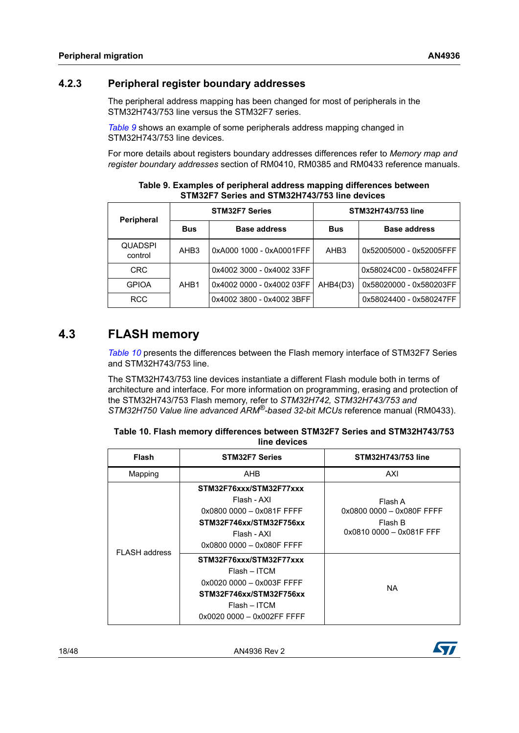### 4.2.3 Peripheral register boundary addresses

The peripheral address mapping has been changed for most of peripherals in the STM32H743/753 line versus the STM32F7 series.

*Table 9* shows an example of some peripherals address mapping changed in STM32H743/753 line devices.

For more details about registers boundary addresses differences refer to *Memory map and register boundary addresses* section of RM0410, RM0385 and RM0433 reference manuals.

**Table 9. Examples of peripheral address mapping differences between STM32F7 Series and STM32H743/753 line devices**

| Peripheral | STM32F7 Series | | STM32H743/753 line | |
|---|---|---|---|---|
| | Bus | Base address | Bus | Base address |
| QUADSPI control | AHB3 | 0xA000 1000 - 0xA0001FFF | AHB3 | 0x52005000 - 0x52005FFF |
| CRC | AHB1 | 0x4002 3000 - 0x4002 33FF | AHB4(D3) | 0x58024C00 - 0x58024FFF |
| GPIOA | | 0x4002 0000 - 0x4002 03FF | | 0x58020000 - 0x580203FF |
| RCC | | 0x4002 3800 - 0x4002 3BFF | | 0x58024400 - 0x580247FF |

## 4.3 FLASH memory

*Table 10* presents the differences between the Flash memory interface of STM32F7 Series and STM32H743/753 line.

The STM32H743/753 line devices instantiate a different Flash module both in terms of architecture and interface. For more information on programming, erasing and protection of the STM32H743/753 Flash memory, refer to *STM32H742, STM32H743/753 and STM32H750 Value line advanced ARM®-based 32-bit MCUs* reference manual (RM0433).

**Table 10. Flash memory differences between STM32F7 Series and STM32H743/753 line devices**

| Flash | STM32F7 Series | STM32H743/753 line |
|---|---|---|
| Mapping | AHB | AXI |
| FLASH address | **STM32F76xxx/STM32F77xxx**<br>Flash - AXI<br>0x0800 0000 – 0x081F FFFF<br>**STM32F746xx/STM32F756xx**<br>Flash - AXI<br>0x0800 0000 – 0x080F FFFF | Flash A<br>0x0800 0000 – 0x080F FFFF<br>Flash B<br>0x0810 0000 – 0x081F FFF |
| | **STM32F76xxx/STM32F77xxx**<br>Flash – ITCM<br>0x0020 0000 – 0x003F FFFF<br>**STM32F746xx/STM32F756xx**<br>Flash – ITCM<br>0x0020 0000 – 0x002FF FFFF | NA |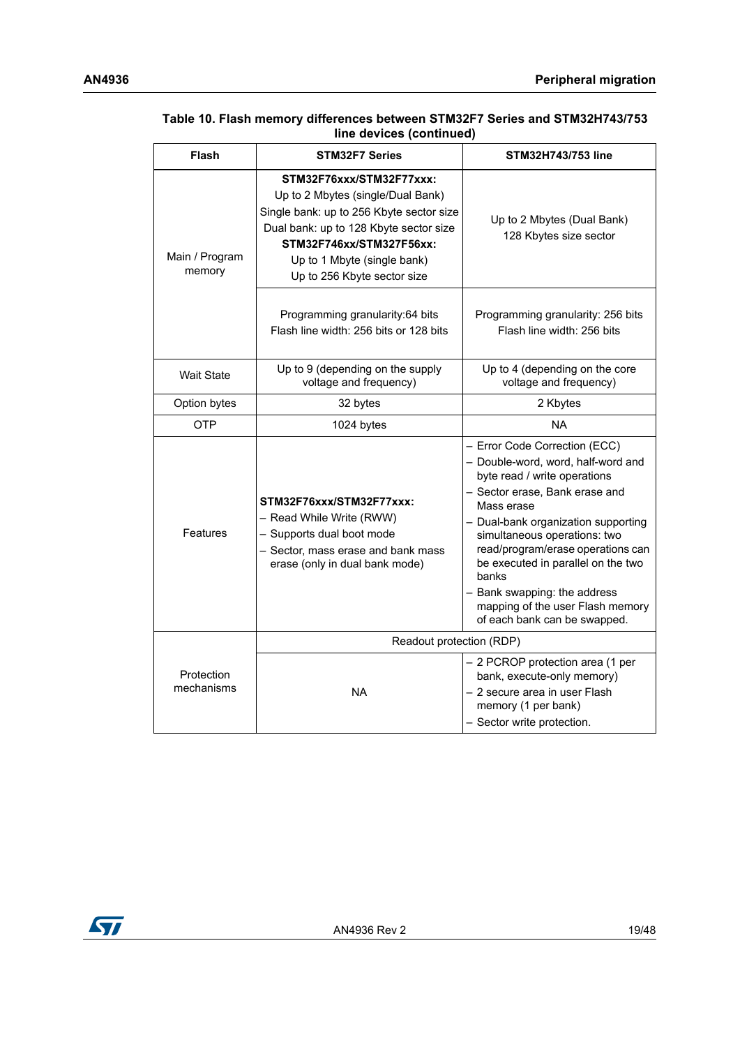**Table 10. Flash memory differences between STM32F7 Series and STM32H743/753 line devices (continued)**

| Flash | STM32F7 Series | STM32H743/753 line |
|---|---|---|
| Main / Program memory | **STM32F76xxx/STM32F77xxx:**<br>Up to 2 Mbytes (single/Dual Bank)<br>Single bank: up to 256 Kbyte sector size<br>Dual bank: up to 128 Kbyte sector size<br>**STM32F746xx/STM327F56xx:**<br>Up to 1 Mbyte (single bank)<br>Up to 256 Kbyte sector size | Up to 2 Mbytes (Dual Bank)<br>128 Kbytes size sector |
| | Programming granularity:64 bits<br>Flash line width: 256 bits or 128 bits | Programming granularity: 256 bits<br>Flash line width: 256 bits |
| Wait State | Up to 9 (depending on the supply voltage and frequency) | Up to 4 (depending on the core voltage and frequency) |
| Option bytes | 32 bytes | 2 Kbytes |
| OTP | 1024 bytes | NA |
| Features | **STM32F76xxx/STM32F77xxx:**<br>– Read While Write (RWW)<br>– Supports dual boot mode<br>– Sector, mass erase and bank mass erase (only in dual bank mode) | – Error Code Correction (ECC)<br>– Double-word, word, half-word and byte read / write operations<br>– Sector erase, Bank erase and Mass erase<br>– Dual-bank organization supporting simultaneous operations: two read/program/erase operations can be executed in parallel on the two banks<br>– Bank swapping: the address mapping of the user Flash memory of each bank can be swapped. |
| Protection mechanisms | Readout protection (RDP) | |
| | NA | – 2 PCROP protection area (1 per bank, execute-only memory)<br>– 2 secure area in user Flash memory (1 per bank)<br>– Sector write protection. |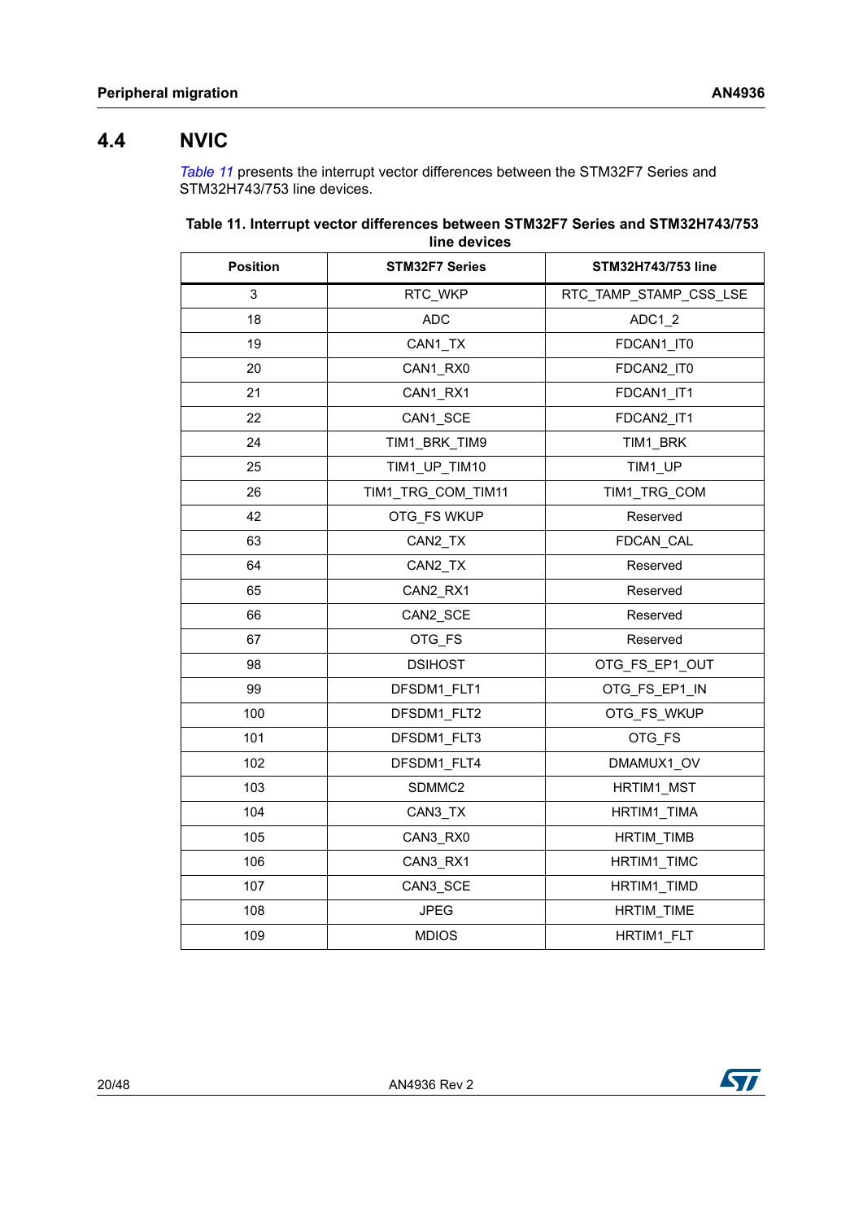## 4.4 NVIC

*Table 11* presents the interrupt vector differences between the STM32F7 Series and STM32H743/753 line devices.

**Table 11. Interrupt vector differences between STM32F7 Series and STM32H743/753 line devices**

| Position | STM32F7 Series | STM32H743/753 line |
|---|---|---|
| 3 | RTC_WKP | RTC_TAMP_STAMP_CSS_LSE |
| 18 | ADC | ADC1_2 |
| 19 | CAN1_TX | FDCAN1_IT0 |
| 20 | CAN1_RX0 | FDCAN2_IT0 |
| 21 | CAN1_RX1 | FDCAN1_IT1 |
| 22 | CAN1_SCE | FDCAN2_IT1 |
| 24 | TIM1_BRK_TIM9 | TIM1_BRK |
| 25 | TIM1_UP_TIM10 | TIM1_UP |
| 26 | TIM1_TRG_COM_TIM11 | TIM1_TRG_COM |
| 42 | OTG_FS WKUP | Reserved |
| 63 | CAN2_TX | FDCAN_CAL |
| 64 | CAN2_TX | Reserved |
| 65 | CAN2_RX1 | Reserved |
| 66 | CAN2_SCE | Reserved |
| 67 | OTG_FS | Reserved |
| 98 | DSIHOST | OTG_FS_EP1_OUT |
| 99 | DFSDM1_FLT1 | OTG_FS_EP1_IN |
| 100 | DFSDM1_FLT2 | OTG_FS_WKUP |
| 101 | DFSDM1_FLT3 | OTG_FS |
| 102 | DFSDM1_FLT4 | DMAMUX1_OV |
| 103 | SDMMC2 | HRTIM1_MST |
| 104 | CAN3_TX | HRTIM1_TIMA |
| 105 | CAN3_RX0 | HRTIM_TIMB |
| 106 | CAN3_RX1 | HRTIM1_TIMC |
| 107 | CAN3_SCE | HRTIM1_TIMD |
| 108 | JPEG | HRTIM_TIME |
| 109 | MDIOS | HRTIM1_FLT |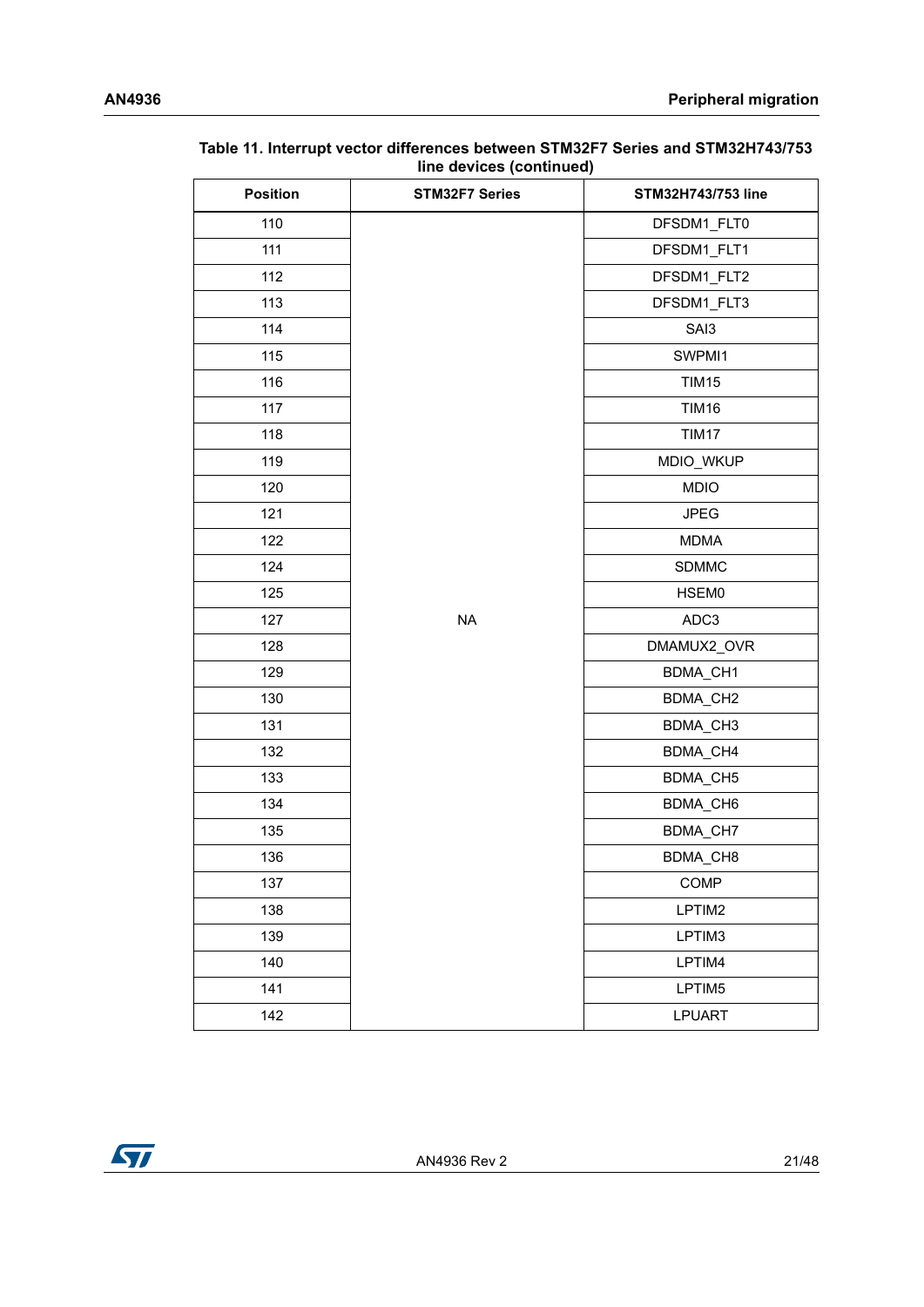**Table 11. Interrupt vector differences between STM32F7 Series and STM32H743/753 line devices (continued)**

| Position | STM32F7 Series | STM32H743/753 line |
|---|---|---|
| 110 | NA | DFSDM1_FLT0 |
| 111 | | DFSDM1_FLT1 |
| 112 | | DFSDM1_FLT2 |
| 113 | | DFSDM1_FLT3 |
| 114 | | SAI3 |
| 115 | | SWPMI1 |
| 116 | | TIM15 |
| 117 | | TIM16 |
| 118 | | TIM17 |
| 119 | | MDIO_WKUP |
| 120 | | MDIO |
| 121 | | JPEG |
| 122 | | MDMA |
| 124 | | SDMMC |
| 125 | | HSEM0 |
| 127 | | ADC3 |
| 128 | | DMAMUX2_OVR |
| 129 | | BDMA_CH1 |
| 130 | | BDMA_CH2 |
| 131 | | BDMA_CH3 |
| 132 | | BDMA_CH4 |
| 133 | | BDMA_CH5 |
| 134 | | BDMA_CH6 |
| 135 | | BDMA_CH7 |
| 136 | | BDMA_CH8 |
| 137 | | COMP |
| 138 | | LPTIM2 |
| 139 | | LPTIM3 |
| 140 | | LPTIM4 |
| 141 | | LPTIM5 |
| 142 | | LPUART |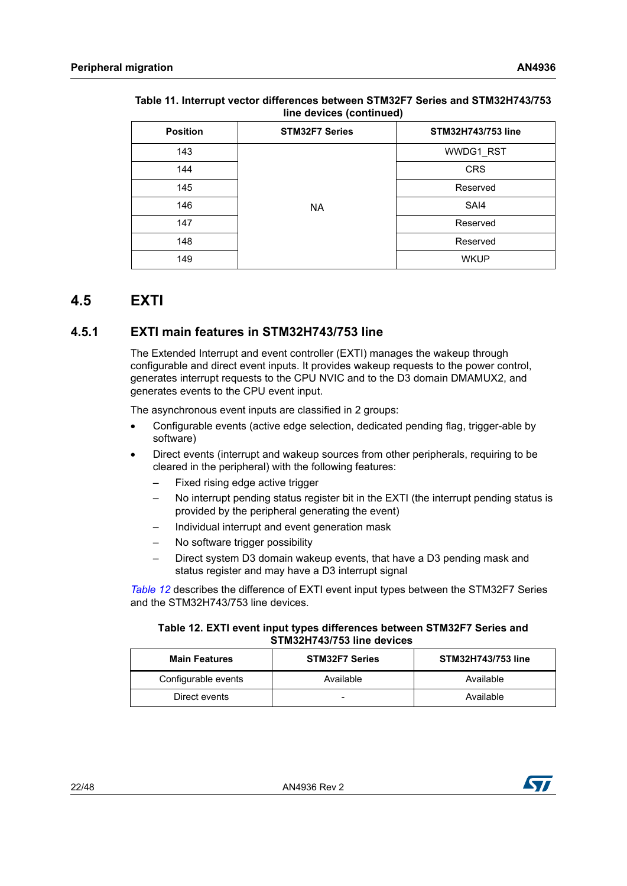Table 11. Interrupt vector differences between STM32F7 Series and STM32H743/753 line devices (continued)

| Position | STM32F7 Series | STM32H743/753 line |
|---|---|---|
| 143 | NA | WWDG1_RST |
| 144 | | CRS |
| 145 | | Reserved |
| 146 | | SAI4 |
| 147 | | Reserved |
| 148 | | Reserved |
| 149 | | WKUP |

## 4.5 EXTI

### 4.5.1 EXTI main features in STM32H743/753 line

The Extended Interrupt and event controller (EXTI) manages the wakeup through configurable and direct event inputs. It provides wakeup requests to the power control, generates interrupt requests to the CPU NVIC and to the D3 domain DMAMUX2, and generates events to the CPU event input.

The asynchronous event inputs are classified in 2 groups:

- Configurable events (active edge selection, dedicated pending flag, trigger-able by software)
- Direct events (interrupt and wakeup sources from other peripherals, requiring to be cleared in the peripheral) with the following features:
  - Fixed rising edge active trigger
  - No interrupt pending status register bit in the EXTI (the interrupt pending status is provided by the peripheral generating the event)
  - Individual interrupt and event generation mask
  - No software trigger possibility
  - Direct system D3 domain wakeup events, that have a D3 pending mask and status register and may have a D3 interrupt signal

*Table 12* describes the difference of EXTI event input types between the STM32F7 Series and the STM32H743/753 line devices.

Table 12. EXTI event input types differences between STM32F7 Series and STM32H743/753 line devices

| Main Features | STM32F7 Series | STM32H743/753 line |
|---|---|---|
| Configurable events | Available | Available |
| Direct events | - | Available |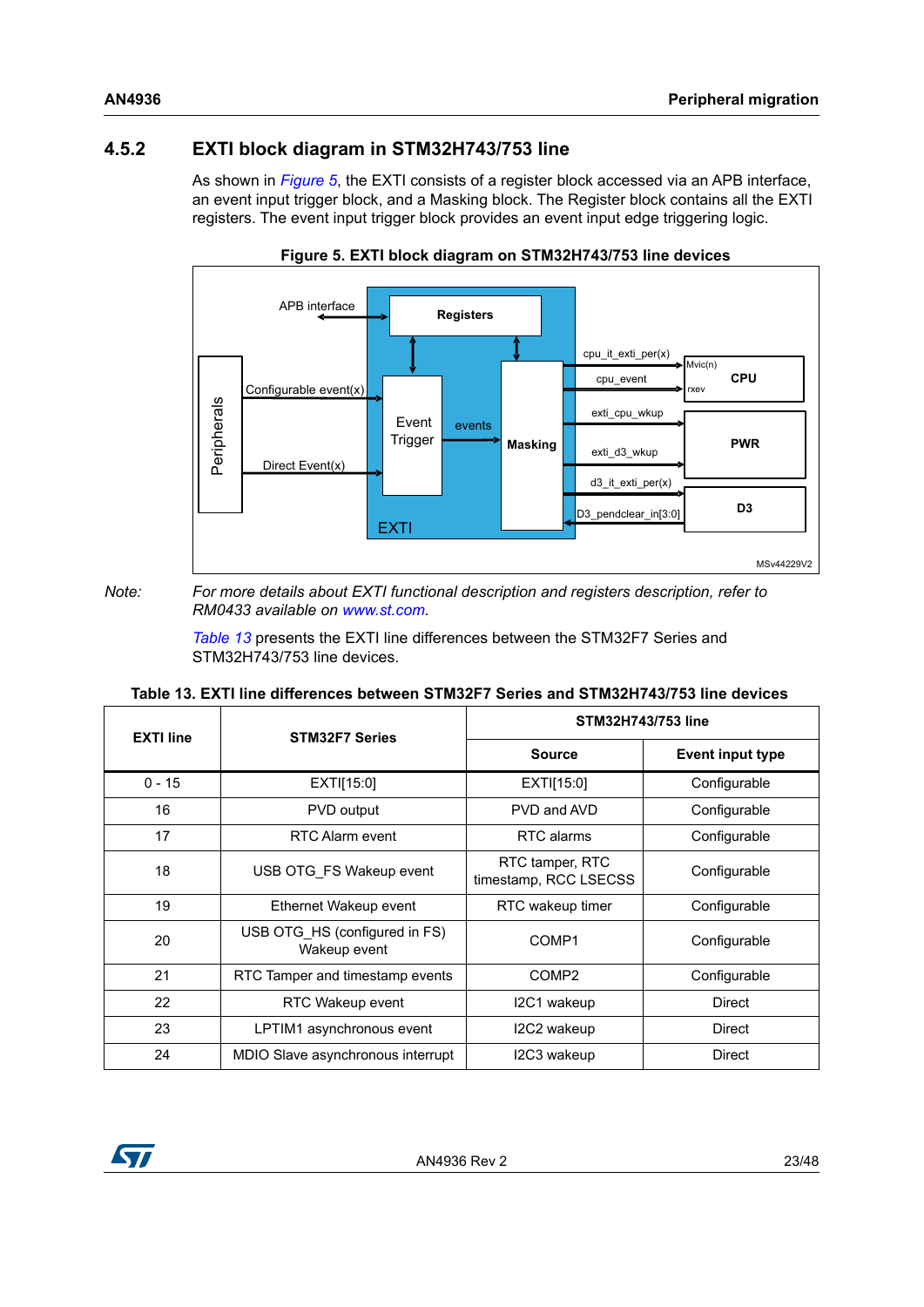### 4.5.2 EXTI block diagram in STM32H743/753 line

As shown in *Figure 5*, the EXTI consists of a register block accessed via an APB interface, an event input trigger block, and a Masking block. The Register block contains all the EXTI registers. The event input trigger block provides an event input edge triggering logic.

**Figure 5. EXTI block diagram on STM32H743/753 line devices**

*Note: For more details about EXTI functional description and registers description, refer to RM0433 available on www.st.com.*

*Table 13* presents the EXTI line differences between the STM32F7 Series and STM32H743/753 line devices.

**Table 13. EXTI line differences between STM32F7 Series and STM32H743/753 line devices**

| EXTI line | STM32F7 Series | STM32H743/753 line | |
|---|---|---|---|
| | | Source | Event input type |
| 0 - 15 | EXTI[15:0] | EXTI[15:0] | Configurable |
| 16 | PVD output | PVD and AVD | Configurable |
| 17 | RTC Alarm event | RTC alarms | Configurable |
| 18 | USB OTG_FS Wakeup event | RTC tamper, RTC timestamp, RCC LSECSS | Configurable |
| 19 | Ethernet Wakeup event | RTC wakeup timer | Configurable |
| 20 | USB OTG_HS (configured in FS) Wakeup event | COMP1 | Configurable |
| 21 | RTC Tamper and timestamp events | COMP2 | Configurable |
| 22 | RTC Wakeup event | I2C1 wakeup | Direct |
| 23 | LPTIM1 asynchronous event | I2C2 wakeup | Direct |
| 24 | MDIO Slave asynchronous interrupt | I2C3 wakeup | Direct |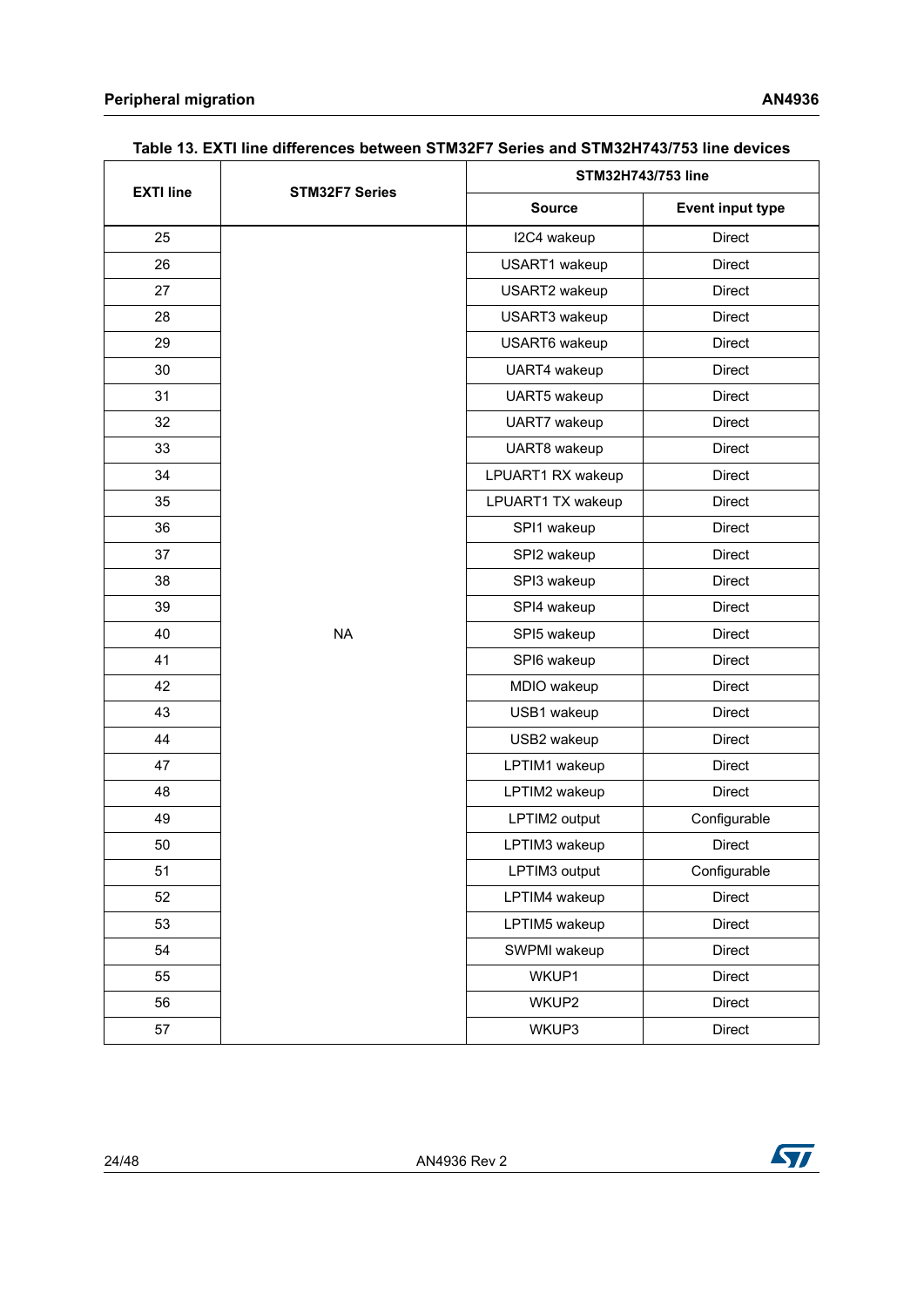Table 13. EXTI line differences between STM32F7 Series and STM32H743/753 line devices

| EXTI line | STM32F7 Series | STM32H743/753 line | |
|---|---|---|---|
| | | Source | Event input type |
| 25 | NA | I2C4 wakeup | Direct |
| 26 | | USART1 wakeup | Direct |
| 27 | | USART2 wakeup | Direct |
| 28 | | USART3 wakeup | Direct |
| 29 | | USART6 wakeup | Direct |
| 30 | | UART4 wakeup | Direct |
| 31 | | UART5 wakeup | Direct |
| 32 | | UART7 wakeup | Direct |
| 33 | | UART8 wakeup | Direct |
| 34 | | LPUART1 RX wakeup | Direct |
| 35 | | LPUART1 TX wakeup | Direct |
| 36 | | SPI1 wakeup | Direct |
| 37 | | SPI2 wakeup | Direct |
| 38 | | SPI3 wakeup | Direct |
| 39 | | SPI4 wakeup | Direct |
| 40 | | SPI5 wakeup | Direct |
| 41 | | SPI6 wakeup | Direct |
| 42 | | MDIO wakeup | Direct |
| 43 | | USB1 wakeup | Direct |
| 44 | | USB2 wakeup | Direct |
| 47 | | LPTIM1 wakeup | Direct |
| 48 | | LPTIM2 wakeup | Direct |
| 49 | | LPTIM2 output | Configurable |
| 50 | | LPTIM3 wakeup | Direct |
| 51 | | LPTIM3 output | Configurable |
| 52 | | LPTIM4 wakeup | Direct |
| 53 | | LPTIM5 wakeup | Direct |
| 54 | | SWPMI wakeup | Direct |
| 55 | | WKUP1 | Direct |
| 56 | | WKUP2 | Direct |
| 57 | | WKUP3 | Direct |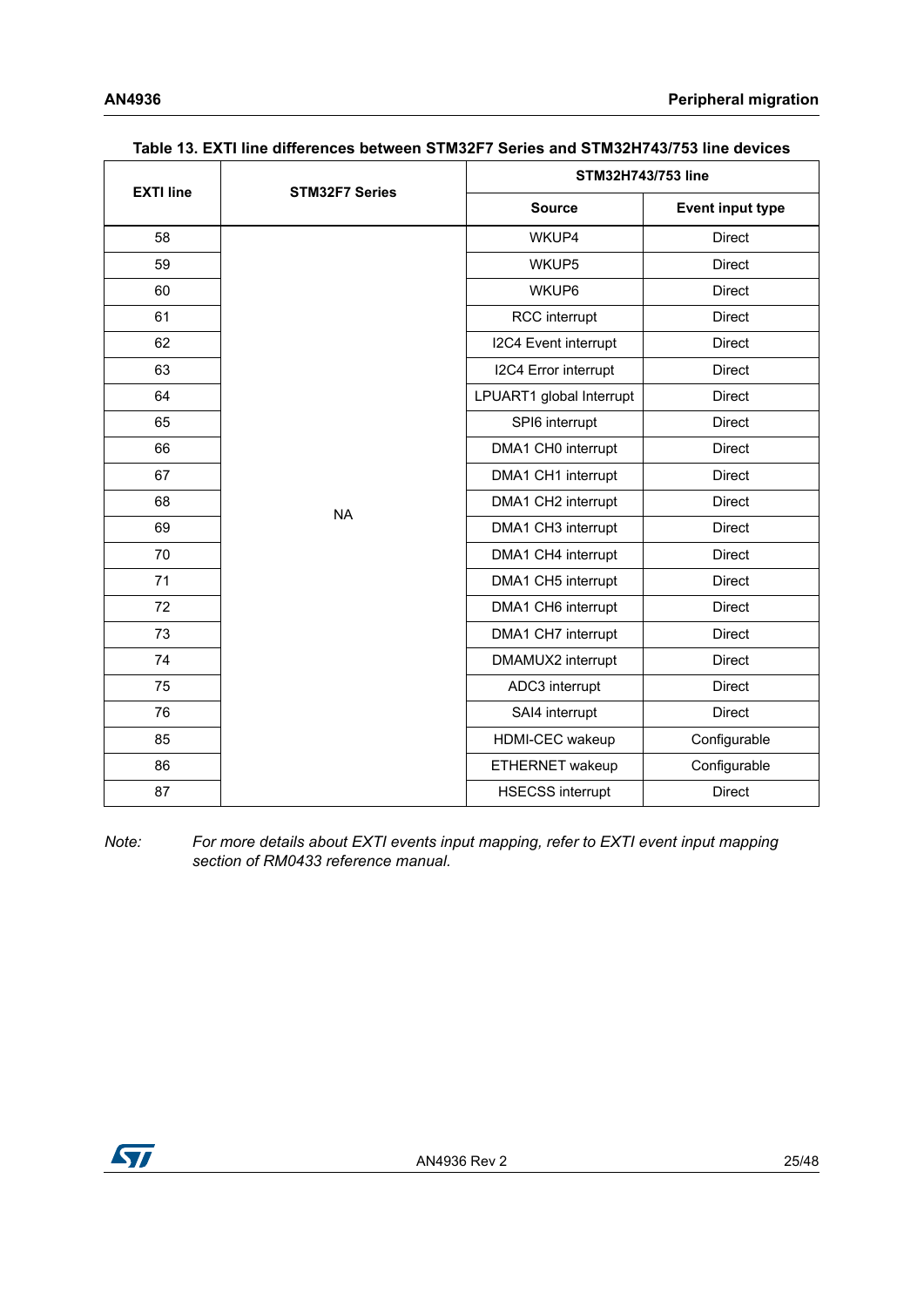**Table 13. EXTI line differences between STM32F7 Series and STM32H743/753 line devices**

| EXTI line | STM32F7 Series | STM32H743/753 line | |
|---|---|---|---|
| | | Source | Event input type |
| 58 | NA | WKUP4 | Direct |
| 59 | | WKUP5 | Direct |
| 60 | | WKUP6 | Direct |
| 61 | | RCC interrupt | Direct |
| 62 | | I2C4 Event interrupt | Direct |
| 63 | | I2C4 Error interrupt | Direct |
| 64 | | LPUART1 global Interrupt | Direct |
| 65 | | SPI6 interrupt | Direct |
| 66 | | DMA1 CH0 interrupt | Direct |
| 67 | | DMA1 CH1 interrupt | Direct |
| 68 | | DMA1 CH2 interrupt | Direct |
| 69 | | DMA1 CH3 interrupt | Direct |
| 70 | | DMA1 CH4 interrupt | Direct |
| 71 | | DMA1 CH5 interrupt | Direct |
| 72 | | DMA1 CH6 interrupt | Direct |
| 73 | | DMA1 CH7 interrupt | Direct |
| 74 | | DMAMUX2 interrupt | Direct |
| 75 | | ADC3 interrupt | Direct |
| 76 | | SAI4 interrupt | Direct |
| 85 | | HDMI-CEC wakeup | Configurable |
| 86 | | ETHERNET wakeup | Configurable |
| 87 | | HSECSS interrupt | Direct |

*Note: For more details about EXTI events input mapping, refer to EXTI event input mapping section of RM0433 reference manual.*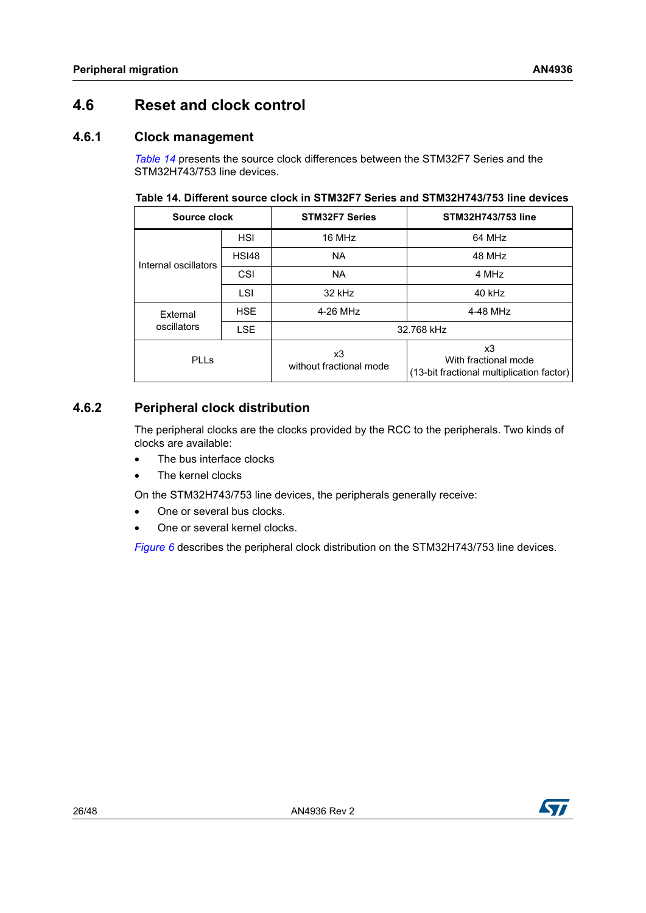## 4.6 Reset and clock control

### 4.6.1 Clock management

*Table 14* presents the source clock differences between the STM32F7 Series and the STM32H743/753 line devices.

**Table 14. Different source clock in STM32F7 Series and STM32H743/753 line devices**

| Source clock | | STM32F7 Series | STM32H743/753 line |
|---|---|---|---|
| Internal oscillators | HSI | 16 MHz | 64 MHz |
| | HSI48 | NA | 48 MHz |
| | CSI | NA | 4 MHz |
| | LSI | 32 kHz | 40 kHz |
| External oscillators | HSE | 4-26 MHz | 4-48 MHz |
| | LSE | 32.768 kHz | |
| PLLs | | x3 without fractional mode | x3 With fractional mode (13-bit fractional multiplication factor) |

### 4.6.2 Peripheral clock distribution

The peripheral clocks are the clocks provided by the RCC to the peripherals. Two kinds of clocks are available:

- The bus interface clocks
- The kernel clocks

On the STM32H743/753 line devices, the peripherals generally receive:

- One or several bus clocks.
- One or several kernel clocks.

*Figure 6* describes the peripheral clock distribution on the STM32H743/753 line devices.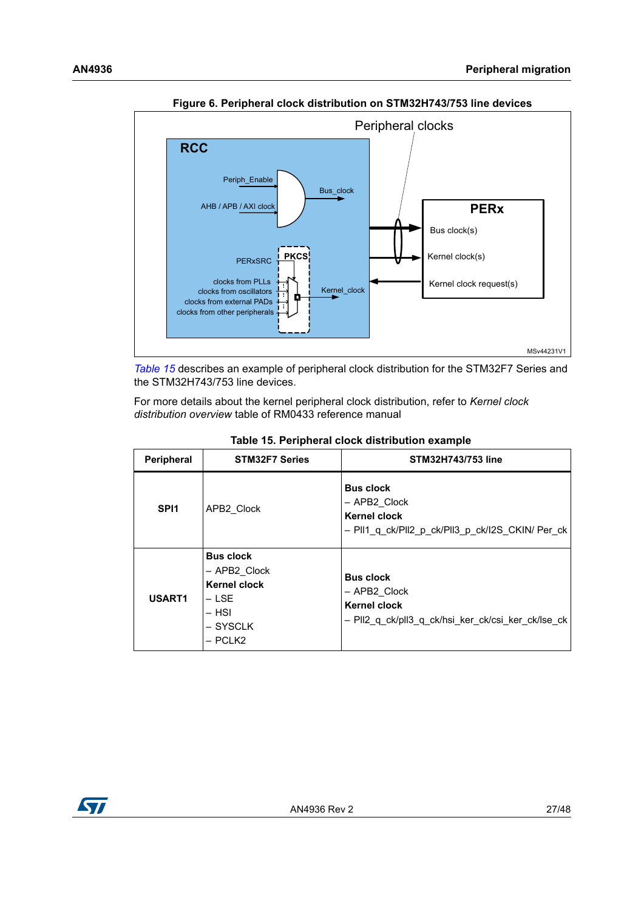**Figure 6. Peripheral clock distribution on STM32H743/753 line devices**

[Table 15](#) describes an example of peripheral clock distribution for the STM32F7 Series and the STM32H743/753 line devices.

For more details about the kernel peripheral clock distribution, refer to *Kernel clock distribution overview* table of RM0433 reference manual

**Table 15. Peripheral clock distribution example**

| Peripheral | STM32F7 Series | STM32H743/753 line |
|---|---|---|
| **SPI1** | APB2_Clock | **Bus clock**<br>– APB2_Clock<br>**Kernel clock**<br>– Pll1_q_ck/Pll2_p_ck/Pll3_p_ck/I2S_CKIN/ Per_ck |
| **USART1** | **Bus clock**<br>– APB2_Clock<br>**Kernel clock**<br>– LSE<br>– HSI<br>– SYSCLK<br>– PCLK2 | **Bus clock**<br>– APB2_Clock<br>**Kernel clock**<br>– Pll2_q_ck/pll3_q_ck/hsi_ker_ck/csi_ker_ck/lse_ck |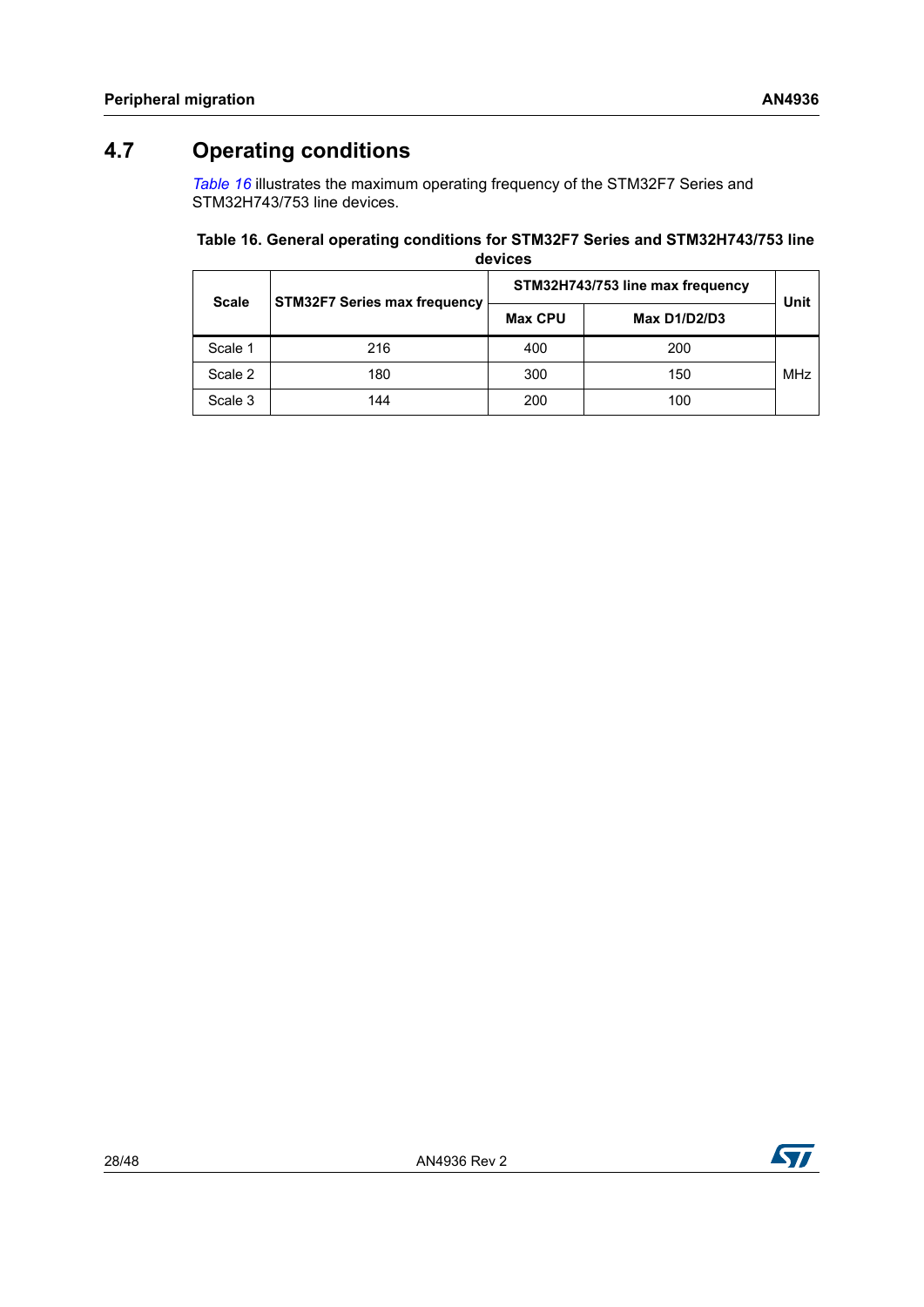## 4.7 Operating conditions

Table 16 illustrates the maximum operating frequency of the STM32F7 Series and STM32H743/753 line devices.

**Table 16. General operating conditions for STM32F7 Series and STM32H743/753 line devices**

| Scale | STM32F7 Series max frequency | STM32H743/753 line max frequency | | Unit |
|---|---|---|---|---|
| | | Max CPU | Max D1/D2/D3 | |
| Scale 1 | 216 | 400 | 200 | MHz |
| Scale 2 | 180 | 300 | 150 | |
| Scale 3 | 144 | 200 | 100 | |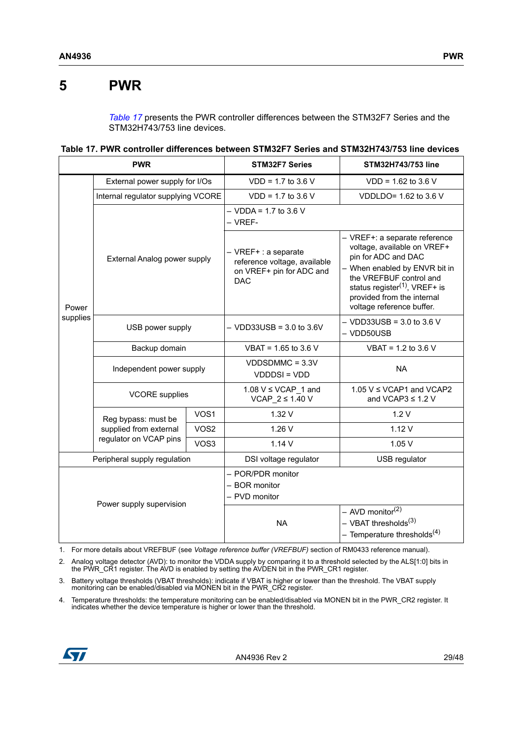# 5 PWR

*Table 17* presents the PWR controller differences between the STM32F7 Series and the STM32H743/753 line devices.

**Table 17. PWR controller differences between STM32F7 Series and STM32H743/753 line devices**

| PWR | | | STM32F7 Series | STM32H743/753 line |
|---|---|---|---|---|
| Power supplies | External power supply for I/Os | | VDD = 1.7 to 3.6 V | VDD = 1.62 to 3.6 V |
| | Internal regulator supplying VCORE | | VDD = 1.7 to 3.6 V | VDDLDO= 1.62 to 3.6 V |
| | External Analog power supply | | – VDDA = 1.7 to 3.6 V<br>– VREF- | |
| | | | – VREF+ : a separate reference voltage, available on VREF+ pin for ADC and DAC | – VREF+: a separate reference voltage, available on VREF+ pin for ADC and DAC<br>– When enabled by ENVR bit in the VREFBUF control and status register(1), VREF+ is provided from the internal voltage reference buffer. |
| | USB power supply | | – VDD33USB = 3.0 to 3.6V | – VDD33USB = 3.0 to 3.6 V<br>– VDD50USB |
| | Backup domain | | VBAT = 1.65 to 3.6 V | VBAT = 1.2 to 3.6 V |
| | Independent power supply | | VDDSDMMC = 3.3V<br>VDDDSI = VDD | NA |
| | VCORE supplies | | 1.08 V ≤ VCAP_1 and VCAP_2 ≤ 1.40 V | 1.05 V ≤ VCAP1 and VCAP2 and VCAP3 ≤ 1.2 V |
| | Reg bypass: must be supplied from external regulator on VCAP pins | VOS1 | 1.32 V | 1.2 V |
| | | VOS2 | 1.26 V | 1.12 V |
| | | VOS3 | 1.14 V | 1.05 V |
| Peripheral supply regulation | | | DSI voltage regulator | USB regulator |
| Power supply supervision | | | – POR/PDR monitor<br>– BOR monitor<br>– PVD monitor | |
| | | | NA | – AVD monitor(2)<br>– VBAT thresholds(3)<br>– Temperature thresholds(4) |

1. For more details about VREFBUF (see *Voltage reference buffer (VREFBUF)* section of RM0433 reference manual).
2. Analog voltage detector (AVD): to monitor the VDDA supply by comparing it to a threshold selected by the ALS[1:0] bits in the PWR_CR1 register. The AVD is enabled by setting the AVDEN bit in the PWR_CR1 register.
3. Battery voltage thresholds (VBAT thresholds): indicate if VBAT is higher or lower than the threshold. The VBAT supply monitoring can be enabled/disabled via MONEN bit in the PWR_CR2 register.
4. Temperature thresholds: the temperature monitoring can be enabled/disabled via MONEN bit in the PWR_CR2 register. It indicates whether the device temperature is higher or lower than the threshold.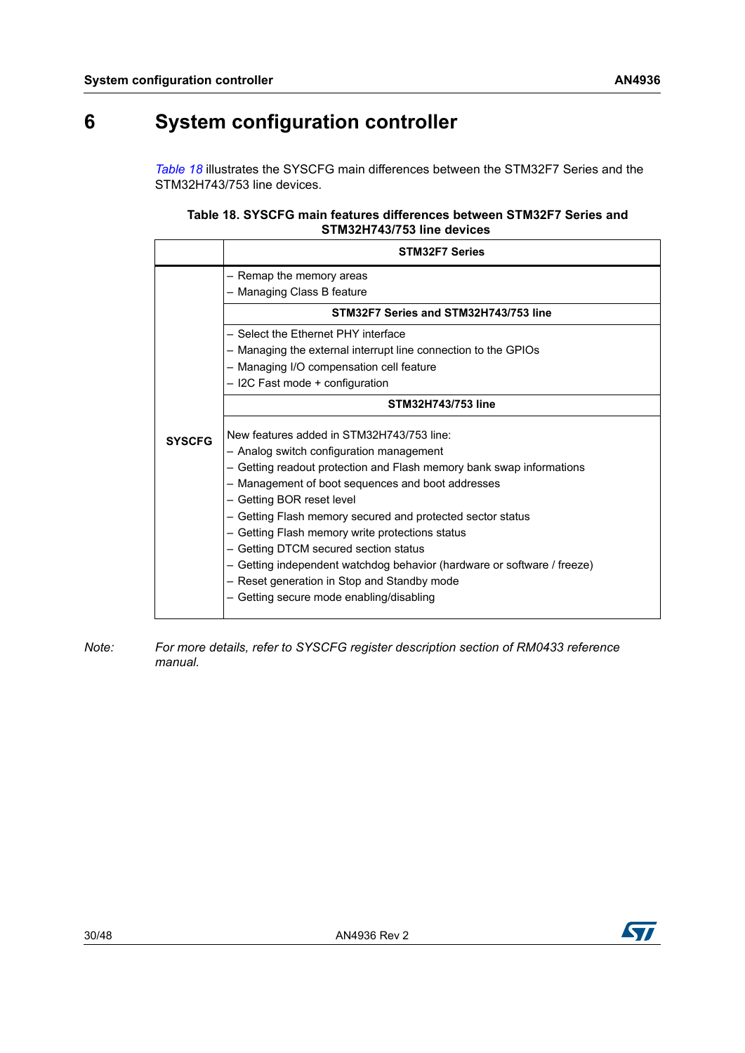# 6 System configuration controller

*Table 18* illustrates the SYSCFG main differences between the STM32F7 Series and the STM32H743/753 line devices.

**Table 18. SYSCFG main features differences between STM32F7 Series and STM32H743/753 line devices**

| | STM32F7 Series |
|---|---|
| SYSCFG | – Remap the memory areas<br>– Managing Class B feature |
| | **STM32F7 Series and STM32H743/753 line** |
| | – Select the Ethernet PHY interface<br>– Managing the external interrupt line connection to the GPIOs<br>– Managing I/O compensation cell feature<br>– I2C Fast mode + configuration |
| | **STM32H743/753 line** |
| | New features added in STM32H743/753 line:<br>– Analog switch configuration management<br>– Getting readout protection and Flash memory bank swap informations<br>– Management of boot sequences and boot addresses<br>– Getting BOR reset level<br>– Getting Flash memory secured and protected sector status<br>– Getting Flash memory write protections status<br>– Getting DTCM secured section status<br>– Getting independent watchdog behavior (hardware or software / freeze)<br>– Reset generation in Stop and Standby mode<br>– Getting secure mode enabling/disabling |

*Note: For more details, refer to SYSCFG register description section of RM0433 reference manual.*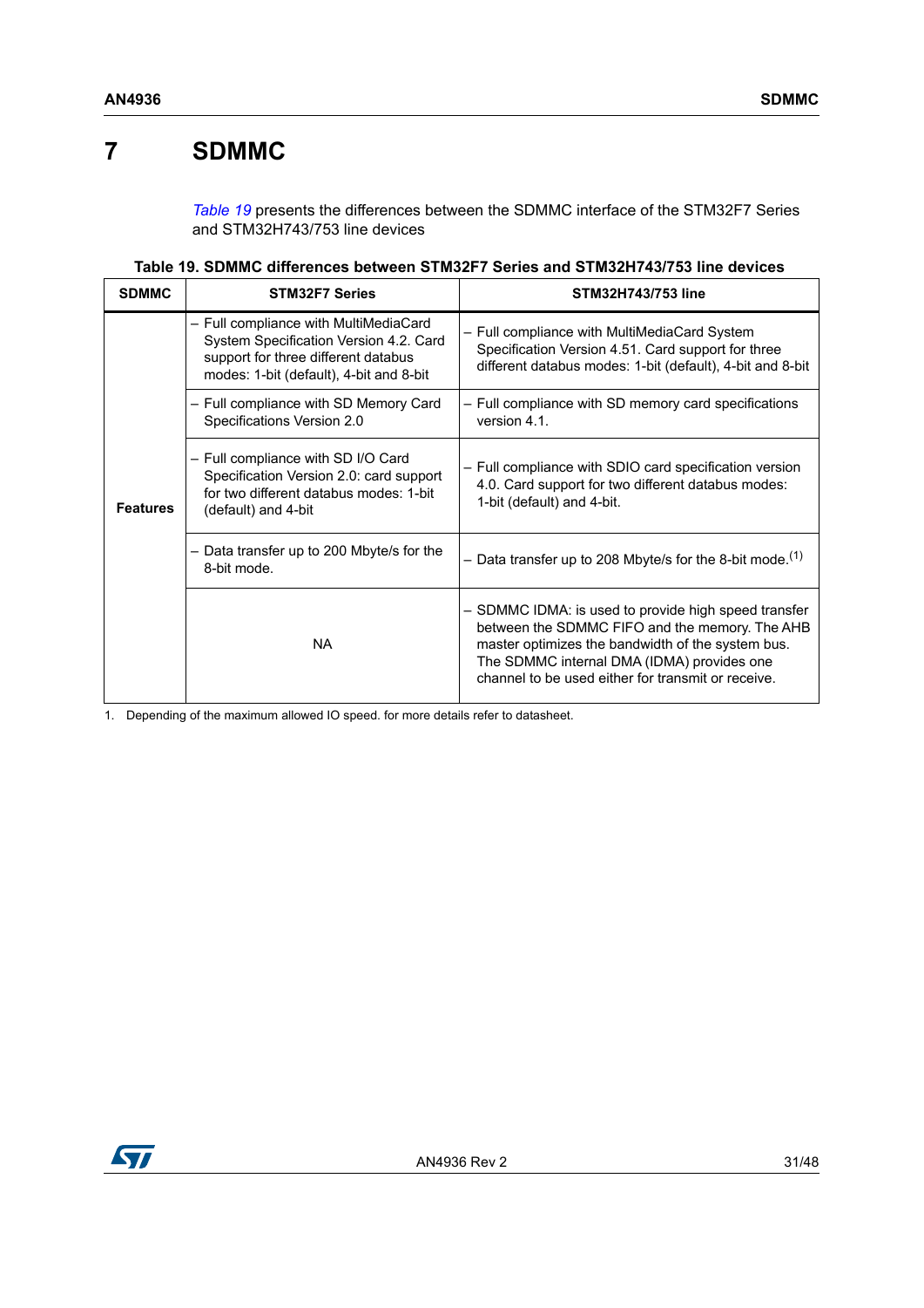# 7 SDMMC

*Table 19* presents the differences between the SDMMC interface of the STM32F7 Series and STM32H743/753 line devices

**Table 19. SDMMC differences between STM32F7 Series and STM32H743/753 line devices**

| SDMMC | STM32F7 Series | STM32H743/753 line |
|---|---|---|
| Features | – Full compliance with MultiMediaCard System Specification Version 4.2. Card support for three different databus modes: 1-bit (default), 4-bit and 8-bit | – Full compliance with MultiMediaCard System Specification Version 4.51. Card support for three different databus modes: 1-bit (default), 4-bit and 8-bit |
| | – Full compliance with SD Memory Card Specifications Version 2.0 | – Full compliance with SD memory card specifications version 4.1. |
| | – Full compliance with SD I/O Card Specification Version 2.0: card support for two different databus modes: 1-bit (default) and 4-bit | – Full compliance with SDIO card specification version 4.0. Card support for two different databus modes: 1-bit (default) and 4-bit. |
| | – Data transfer up to 200 Mbyte/s for the 8-bit mode. | – Data transfer up to 208 Mbyte/s for the 8-bit mode.(1) |
| | NA | – SDMMC IDMA: is used to provide high speed transfer between the SDMMC FIFO and the memory. The AHB master optimizes the bandwidth of the system bus. The SDMMC internal DMA (IDMA) provides one channel to be used either for transmit or receive. |

1. Depending of the maximum allowed IO speed. for more details refer to datasheet.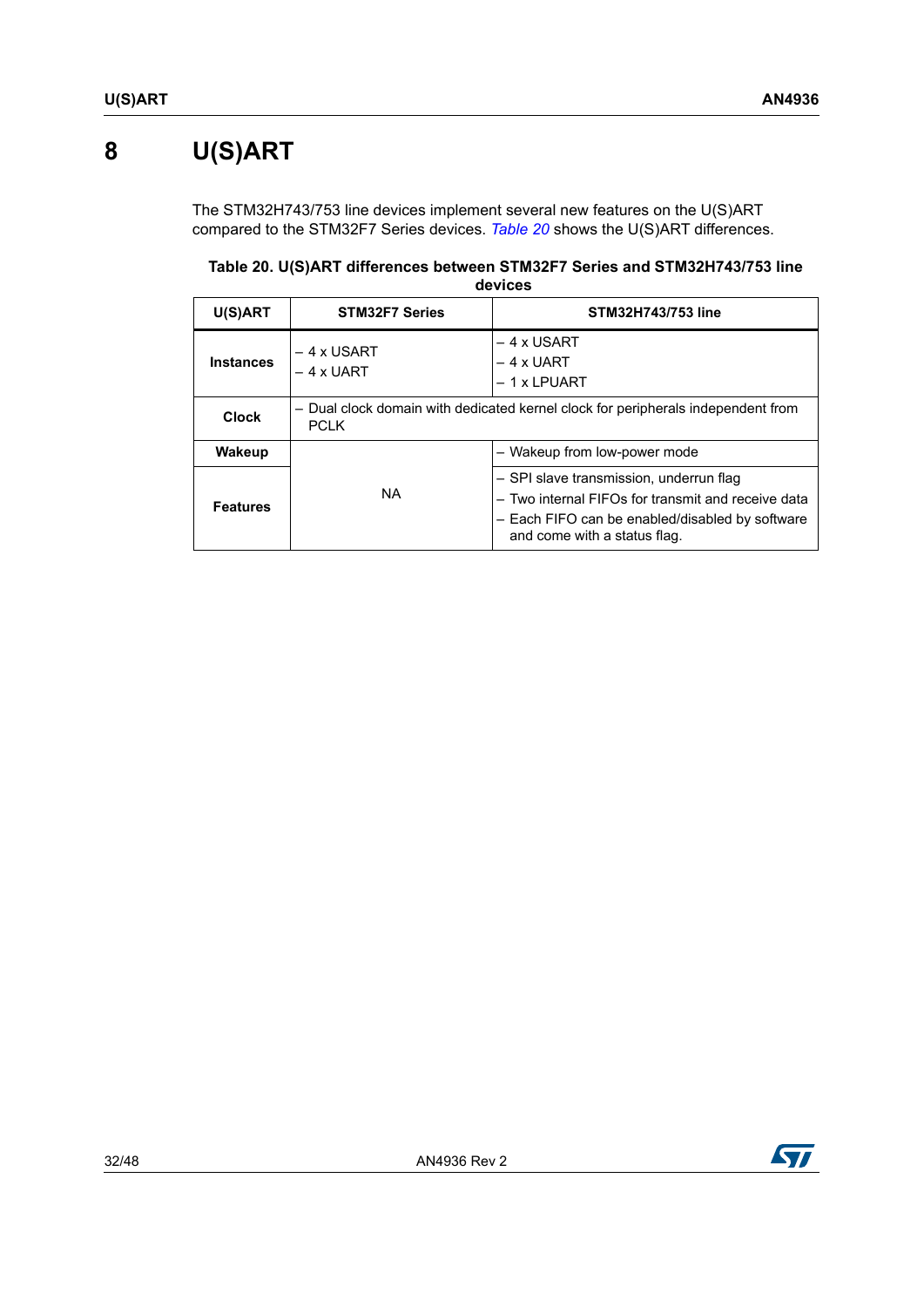# 8 U(S)ART

The STM32H743/753 line devices implement several new features on the U(S)ART compared to the STM32F7 Series devices. *Table 20* shows the U(S)ART differences.

**Table 20. U(S)ART differences between STM32F7 Series and STM32H743/753 line devices**

| U(S)ART | STM32F7 Series | STM32H743/753 line |
|---|---|---|
| **Instances** | – 4 x USART<br>– 4 x UART | – 4 x USART<br>– 4 x UART<br>– 1 x LPUART |
| **Clock** | – Dual clock domain with dedicated kernel clock for peripherals independent from PCLK | |
| **Wakeup** | NA | – Wakeup from low-power mode |
| **Features** | | – SPI slave transmission, underrun flag<br>– Two internal FIFOs for transmit and receive data<br>– Each FIFO can be enabled/disabled by software and come with a status flag. |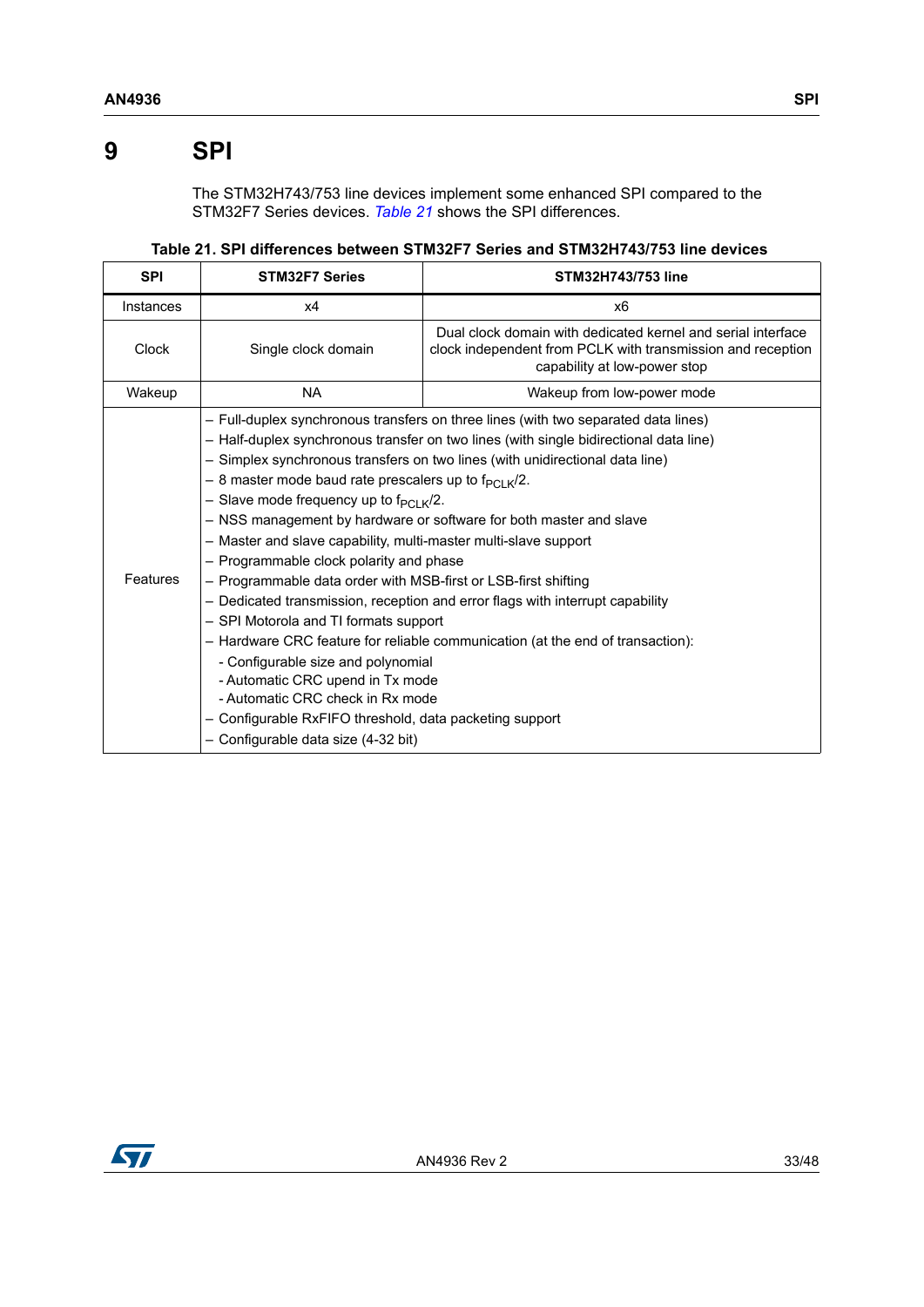# 9 SPI

The STM32H743/753 line devices implement some enhanced SPI compared to the STM32F7 Series devices. *Table 21* shows the SPI differences.

**Table 21. SPI differences between STM32F7 Series and STM32H743/753 line devices**

| SPI | STM32F7 Series | STM32H743/753 line |
|---|---|---|
| Instances | x4 | x6 |
| Clock | Single clock domain | Dual clock domain with dedicated kernel and serial interface clock independent from PCLK with transmission and reception capability at low-power stop |
| Wakeup | NA | Wakeup from low-power mode |
| Features | – Full-duplex synchronous transfers on three lines (with two separated data lines)<br>– Half-duplex synchronous transfer on two lines (with single bidirectional data line)<br>– Simplex synchronous transfers on two lines (with unidirectional data line)<br>– 8 master mode baud rate prescalers up to $f_{PCLK}/2$.<br>– Slave mode frequency up to $f_{PCLK}/2$.<br>– NSS management by hardware or software for both master and slave<br>– Master and slave capability, multi-master multi-slave support<br>– Programmable clock polarity and phase<br>– Programmable data order with MSB-first or LSB-first shifting<br>– Dedicated transmission, reception and error flags with interrupt capability<br>– SPI Motorola and TI formats support<br>– Hardware CRC feature for reliable communication (at the end of transaction):<br>- Configurable size and polynomial<br>- Automatic CRC upend in Tx mode<br>- Automatic CRC check in Rx mode<br>– Configurable RxFIFO threshold, data packeting support<br>– Configurable data size (4-32 bit) | |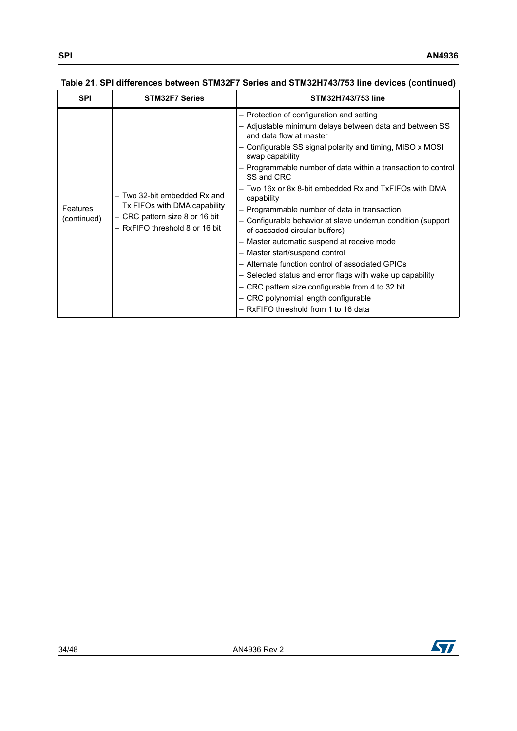**Table 21. SPI differences between STM32F7 Series and STM32H743/753 line devices (continued)**

| SPI | STM32F7 Series | STM32H743/753 line |
|---|---|---|
| Features (continued) | – Two 32-bit embedded Rx and Tx FIFOs with DMA capability<br>– CRC pattern size 8 or 16 bit<br>– RxFIFO threshold 8 or 16 bit | – Protection of configuration and setting<br>– Adjustable minimum delays between data and between SS and data flow at master<br>– Configurable SS signal polarity and timing, MISO x MOSI swap capability<br>– Programmable number of data within a transaction to control SS and CRC<br>– Two 16x or 8x 8-bit embedded Rx and TxFIFOs with DMA capability<br>– Programmable number of data in transaction<br>– Configurable behavior at slave underrun condition (support of cascaded circular buffers)<br>– Master automatic suspend at receive mode<br>– Master start/suspend control<br>– Alternate function control of associated GPIOs<br>– Selected status and error flags with wake up capability<br>– CRC pattern size configurable from 4 to 32 bit<br>– CRC polynomial length configurable<br>– RxFIFO threshold from 1 to 16 data |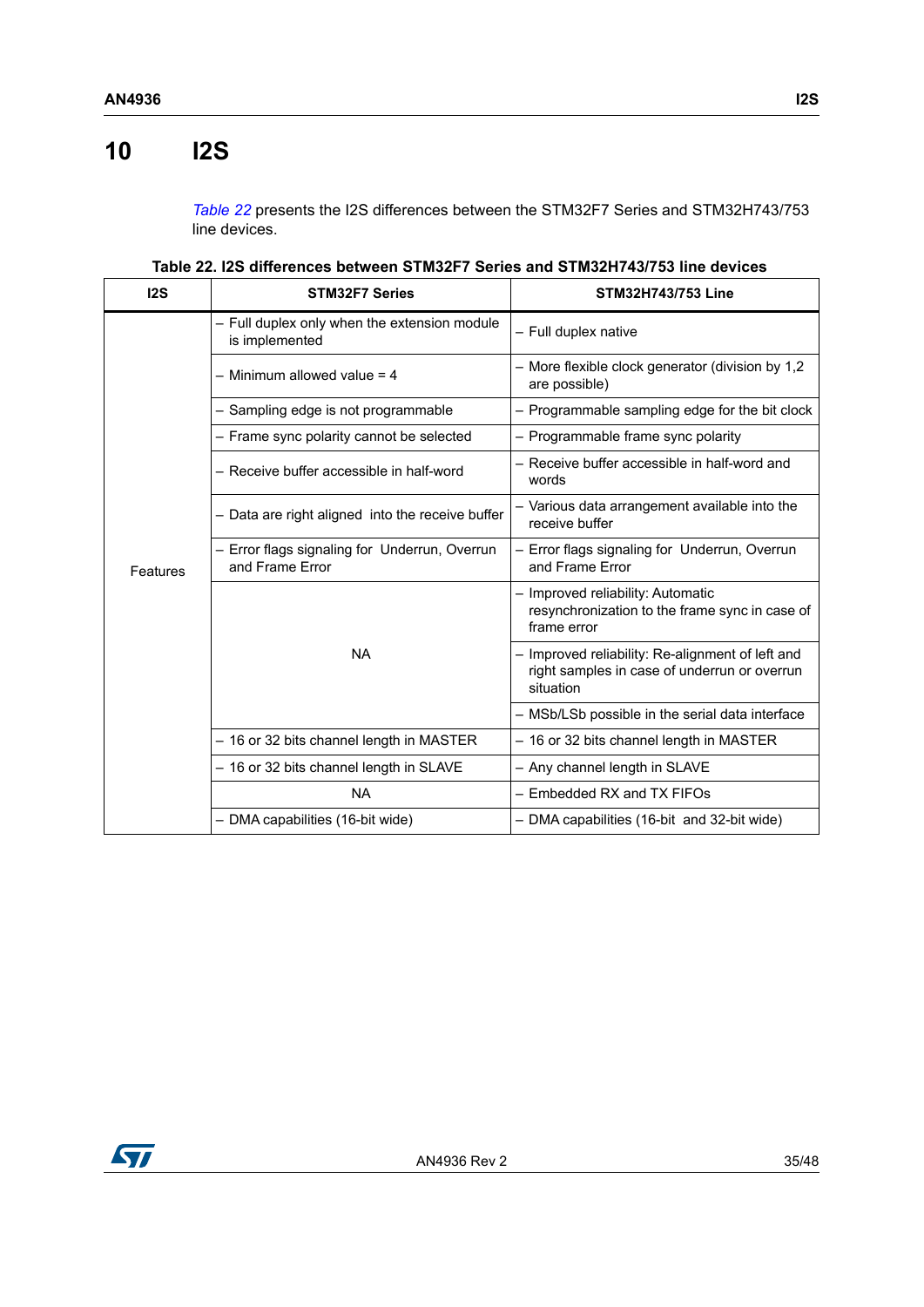# 10 I2S

*Table 22* presents the I2S differences between the STM32F7 Series and STM32H743/753 line devices.

**Table 22. I2S differences between STM32F7 Series and STM32H743/753 line devices**

| I2S | STM32F7 Series | STM32H743/753 Line |
|---|---|---|
| Features | – Full duplex only when the extension module is implemented | – Full duplex native |
| | – Minimum allowed value = 4 | – More flexible clock generator (division by 1,2 are possible) |
| | – Sampling edge is not programmable | – Programmable sampling edge for the bit clock |
| | – Frame sync polarity cannot be selected | – Programmable frame sync polarity |
| | – Receive buffer accessible in half-word | – Receive buffer accessible in half-word and words |
| | – Data are right aligned into the receive buffer | – Various data arrangement available into the receive buffer |
| | – Error flags signaling for Underrun, Overrun and Frame Error | – Error flags signaling for Underrun, Overrun and Frame Error |
| | NA | – Improved reliability: Automatic resynchronization to the frame sync in case of frame error |
| | | – Improved reliability: Re-alignment of left and right samples in case of underrun or overrun situation |
| | | – MSb/LSb possible in the serial data interface |
| | – 16 or 32 bits channel length in MASTER | – 16 or 32 bits channel length in MASTER |
| | – 16 or 32 bits channel length in SLAVE | – Any channel length in SLAVE |
| | NA | – Embedded RX and TX FIFOs |
| | – DMA capabilities (16-bit wide) | – DMA capabilities (16-bit and 32-bit wide) |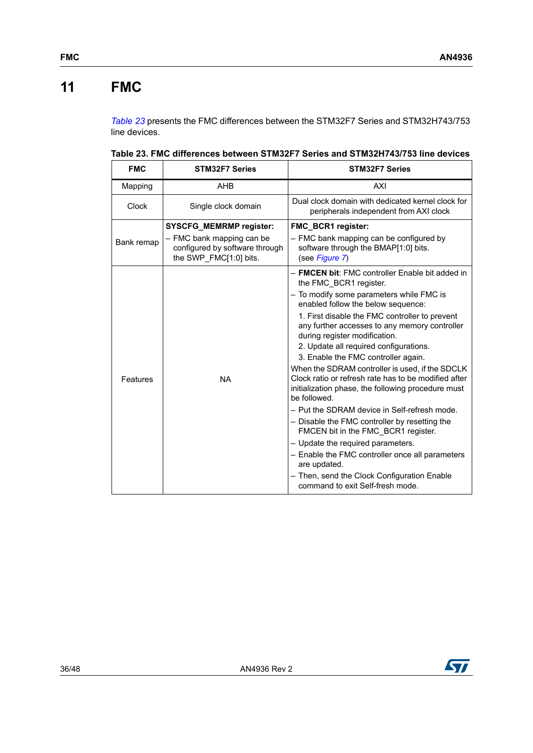// Multi-line table cell content is joined with <br> within each markdown table cell
# 11 FMC

*Table 23* presents the FMC differences between the STM32F7 Series and STM32H743/753 line devices.

**Table 23. FMC differences between STM32F7 Series and STM32H743/753 line devices**

| FMC | STM32F7 Series | STM32F7 Series |
|---|---|---|
| Mapping | AHB | AXI |
| Clock | Single clock domain | Dual clock domain with dedicated kernel clock for peripherals independent from AXI clock |
| Bank remap | **SYSCFG_MEMRMP register:**<br>– FMC bank mapping can be configured by software through the SWP_FMC[1:0] bits. | **FMC_BCR1 register:**<br>– FMC bank mapping can be configured by software through the BMAP[1:0] bits. (see *Figure 7*) |
| Features | NA | – **FMCEN bit**: FMC controller Enable bit added in the FMC_BCR1 register.<br>– To modify some parameters while FMC is enabled follow the below sequence:<br>1. First disable the FMC controller to prevent any further accesses to any memory controller during register modification.<br>2. Update all required configurations.<br>3. Enable the FMC controller again.<br>When the SDRAM controller is used, if the SDCLK Clock ratio or refresh rate has to be modified after initialization phase, the following procedure must be followed.<br>– Put the SDRAM device in Self-refresh mode.<br>– Disable the FMC controller by resetting the FMCEN bit in the FMC_BCR1 register.<br>– Update the required parameters.<br>– Enable the FMC controller once all parameters are updated.<br>– Then, send the Clock Configuration Enable command to exit Self-fresh mode. |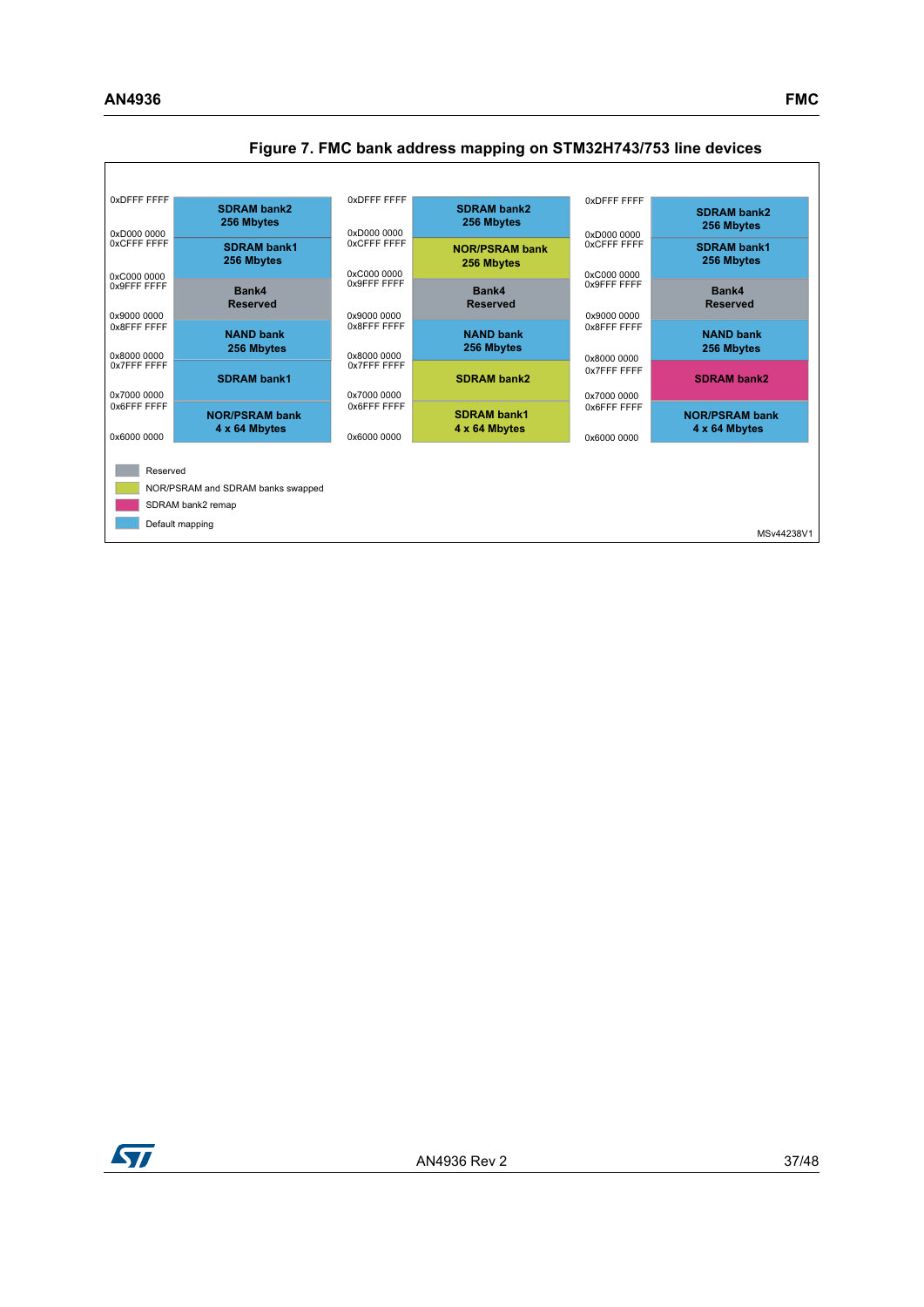**Figure 7. FMC bank address mapping on STM32H743/753 line devices**

| Address range | Default mapping | NOR/PSRAM and SDRAM banks swapped | SDRAM bank2 remap |
| --- | --- | --- | --- |
| 0xD000 0000 – 0xDFFF FFFF | SDRAM bank2 256 Mbytes | SDRAM bank2 256 Mbytes | SDRAM bank2 256 Mbytes |
| 0xC000 0000 – 0xCFFF FFFF | SDRAM bank1 256 Mbytes | NOR/PSRAM bank 256 Mbytes | SDRAM bank1 256 Mbytes |
| 0x9000 0000 – 0x9FFF FFFF | Bank4 Reserved | Bank4 Reserved | Bank4 Reserved |
| 0x8000 0000 – 0x8FFF FFFF | NAND bank 256 Mbytes | NAND bank 256 Mbytes | NAND bank 256 Mbytes |
| 0x7000 0000 – 0x7FFF FFFF | SDRAM bank1 | SDRAM bank2 | SDRAM bank2 |
| 0x6000 0000 – 0x6FFF FFFF | NOR/PSRAM bank 4 x 64 Mbytes | SDRAM bank1 4 x 64 Mbytes | NOR/PSRAM bank 4 x 64 Mbytes |

Legend:
- Reserved
- NOR/PSRAM and SDRAM banks swapped
- SDRAM bank2 remap
- Default mapping

MSv44238V1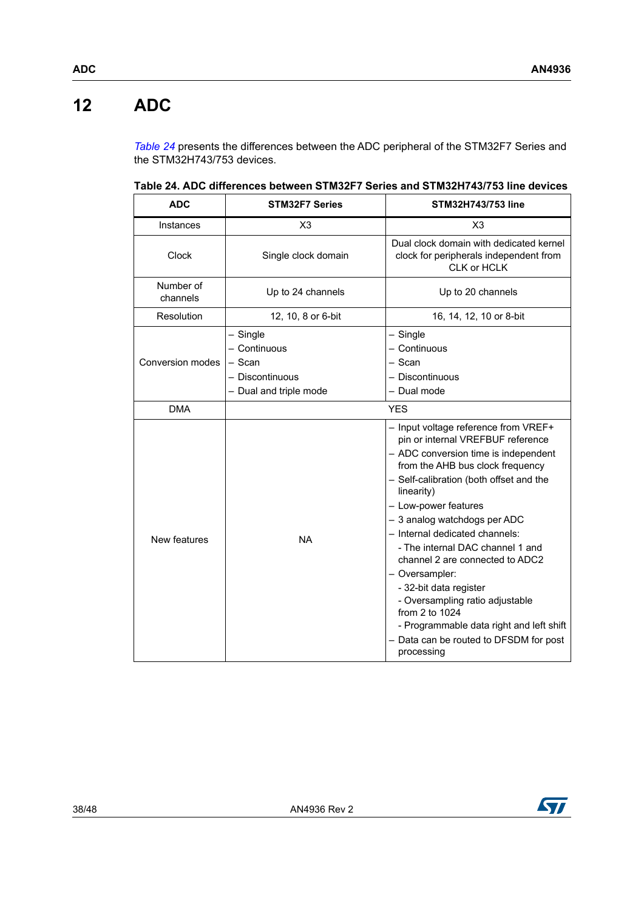# 12 ADC

*Table 24* presents the differences between the ADC peripheral of the STM32F7 Series and the STM32H743/753 devices.

**Table 24. ADC differences between STM32F7 Series and STM32H743/753 line devices**

| ADC | STM32F7 Series | STM32H743/753 line |
|---|---|---|
| Instances | X3 | X3 |
| Clock | Single clock domain | Dual clock domain with dedicated kernel clock for peripherals independent from CLK or HCLK |
| Number of channels | Up to 24 channels | Up to 20 channels |
| Resolution | 12, 10, 8 or 6-bit | 16, 14, 12, 10 or 8-bit |
| Conversion modes | – Single<br>– Continuous<br>– Scan<br>– Discontinuous<br>– Dual and triple mode | – Single<br>– Continuous<br>– Scan<br>– Discontinuous<br>– Dual mode |
| DMA | YES | |
| New features | NA | – Input voltage reference from VREF+ pin or internal VREFBUF reference<br>– ADC conversion time is independent from the AHB bus clock frequency<br>– Self-calibration (both offset and the linearity)<br>– Low-power features<br>– 3 analog watchdogs per ADC<br>– Internal dedicated channels:<br>- The internal DAC channel 1 and channel 2 are connected to ADC2<br>– Oversampler:<br>- 32-bit data register<br>- Oversampling ratio adjustable from 2 to 1024<br>- Programmable data right and left shift<br>– Data can be routed to DFSDM for post processing |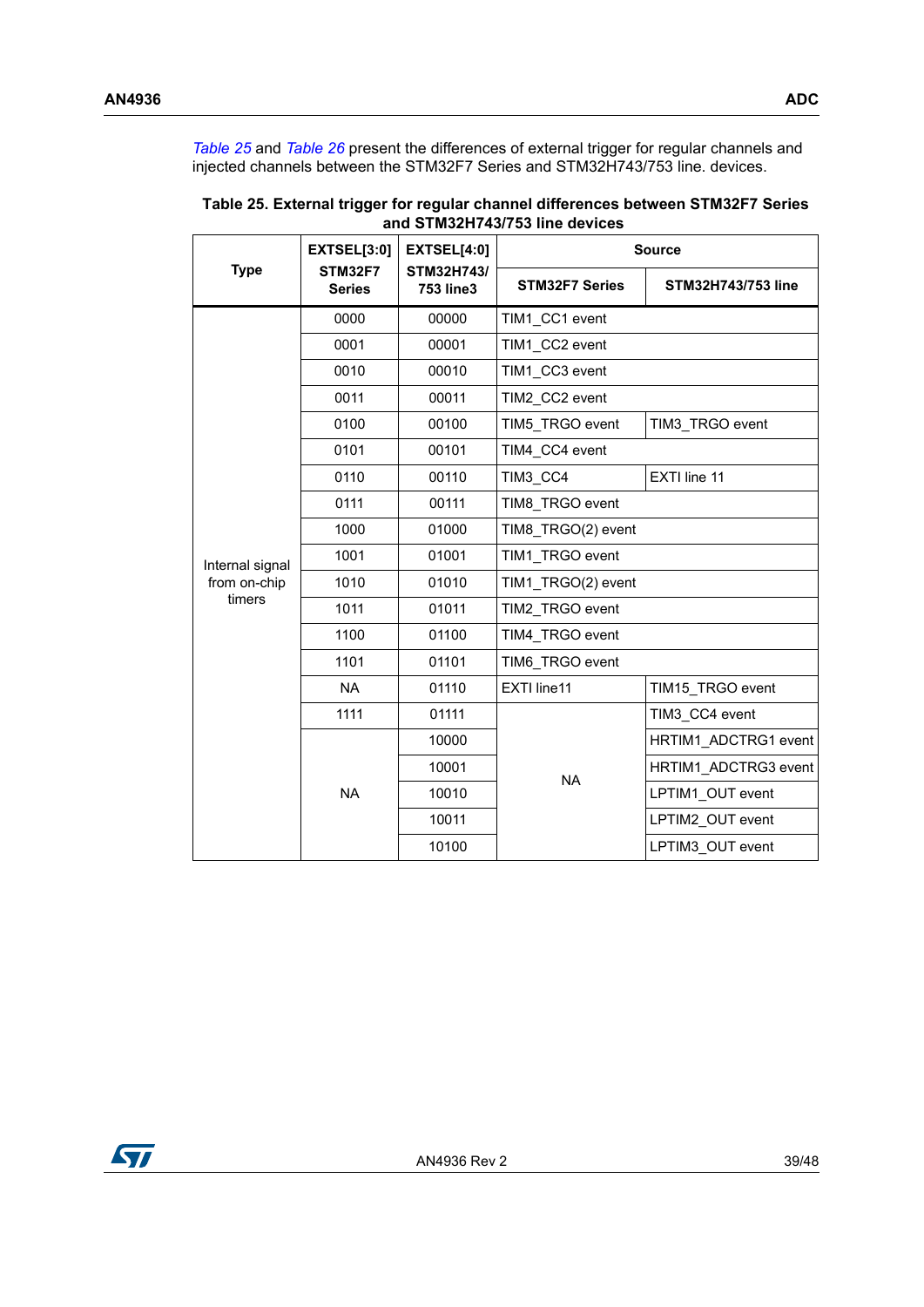Table 25 and Table 26 present the differences of external trigger for regular channels and injected channels between the STM32F7 Series and STM32H743/753 line. devices.

**Table 25. External trigger for regular channel differences between STM32F7 Series and STM32H743/753 line devices**

| Type | EXTSEL[3:0] STM32F7 Series | EXTSEL[4:0] STM32H743/ 753 line3 | Source | |
|---|---|---|---|---|
| | | | STM32F7 Series | STM32H743/753 line |
| Internal signal from on-chip timers | 0000 | 00000 | TIM1_CC1 event | |
| | 0001 | 00001 | TIM1_CC2 event | |
| | 0010 | 00010 | TIM1_CC3 event | |
| | 0011 | 00011 | TIM2_CC2 event | |
| | 0100 | 00100 | TIM5_TRGO event | TIM3_TRGO event |
| | 0101 | 00101 | TIM4_CC4 event | |
| | 0110 | 00110 | TIM3_CC4 | EXTI line 11 |
| | 0111 | 00111 | TIM8_TRGO event | |
| | 1000 | 01000 | TIM8_TRGO(2) event | |
| | 1001 | 01001 | TIM1_TRGO event | |
| | 1010 | 01010 | TIM1_TRGO(2) event | |
| | 1011 | 01011 | TIM2_TRGO event | |
| | 1100 | 01100 | TIM4_TRGO event | |
| | 1101 | 01101 | TIM6_TRGO event | |
| | NA | 01110 | EXTI line11 | TIM15_TRGO event |
| | 1111 | 01111 | NA | TIM3_CC4 event |
| | NA | 10000 | NA | HRTIM1_ADCTRG1 event |
| | NA | 10001 | NA | HRTIM1_ADCTRG3 event |
| | NA | 10010 | NA | LPTIM1_OUT event |
| | NA | 10011 | NA | LPTIM2_OUT event |
| | NA | 10100 | NA | LPTIM3_OUT event |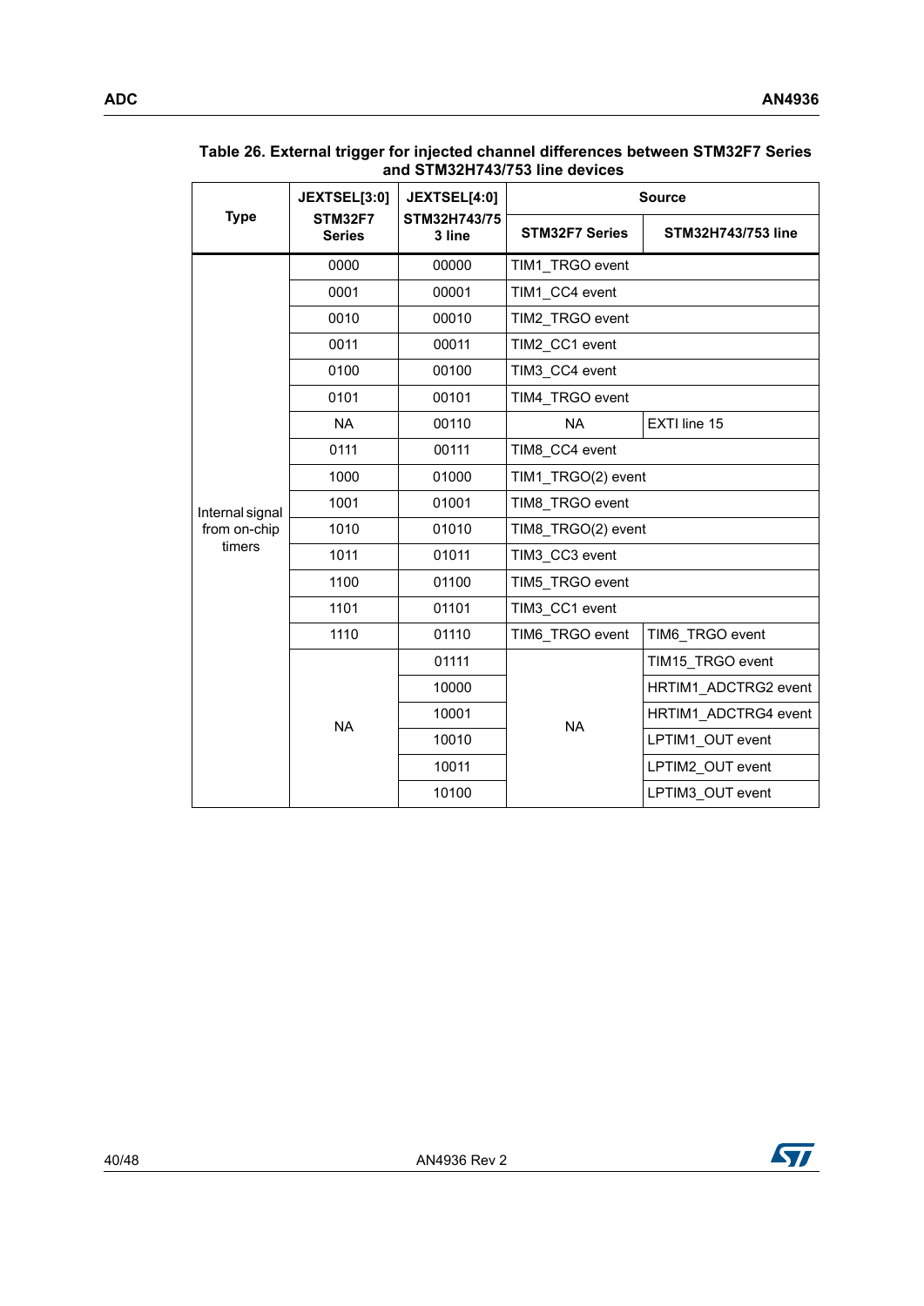Table 26. External trigger for injected channel differences between STM32F7 Series and STM32H743/753 line devices

| Type | JEXTSEL[3:0] STM32F7 Series | JEXTSEL[4:0] STM32H743/753 line | Source | |
|---|---|---|---|---|
| | | | STM32F7 Series | STM32H743/753 line |
| Internal signal from on-chip timers | 0000 | 00000 | TIM1_TRGO event | |
| | 0001 | 00001 | TIM1_CC4 event | |
| | 0010 | 00010 | TIM2_TRGO event | |
| | 0011 | 00011 | TIM2_CC1 event | |
| | 0100 | 00100 | TIM3_CC4 event | |
| | 0101 | 00101 | TIM4_TRGO event | |
| | NA | 00110 | NA | EXTI line 15 |
| | 0111 | 00111 | TIM8_CC4 event | |
| | 1000 | 01000 | TIM1_TRGO(2) event | |
| | 1001 | 01001 | TIM8_TRGO event | |
| | 1010 | 01010 | TIM8_TRGO(2) event | |
| | 1011 | 01011 | TIM3_CC3 event | |
| | 1100 | 01100 | TIM5_TRGO event | |
| | 1101 | 01101 | TIM3_CC1 event | |
| | 1110 | 01110 | TIM6_TRGO event | TIM6_TRGO event |
| | NA | 01111 | NA | TIM15_TRGO event |
| | | 10000 | | HRTIM1_ADCTRG2 event |
| | | 10001 | | HRTIM1_ADCTRG4 event |
| | | 10010 | | LPTIM1_OUT event |
| | | 10011 | | LPTIM2_OUT event |
| | | 10100 | | LPTIM3_OUT event |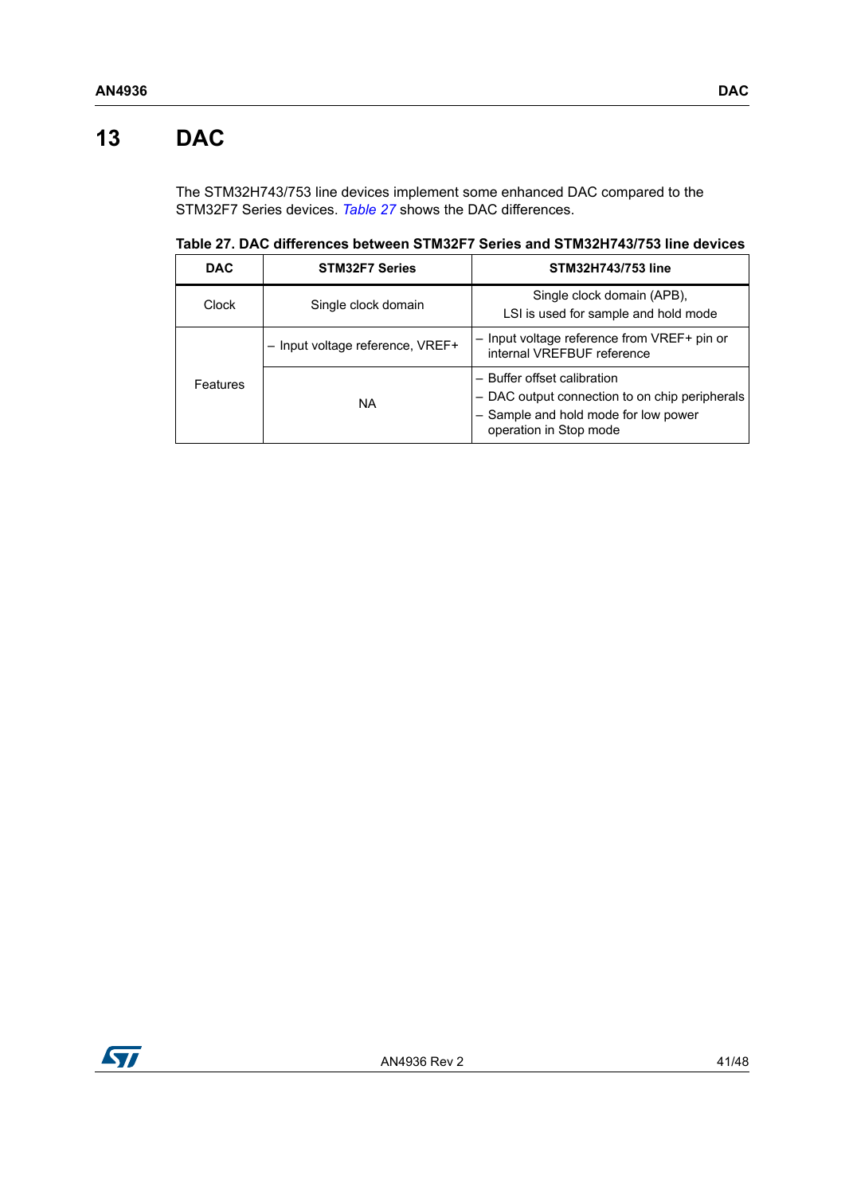# 13 DAC

The STM32H743/753 line devices implement some enhanced DAC compared to the STM32F7 Series devices. *Table 27* shows the DAC differences.

**Table 27. DAC differences between STM32F7 Series and STM32H743/753 line devices**

| DAC | STM32F7 Series | STM32H743/753 line |
|---|---|---|
| Clock | Single clock domain | Single clock domain (APB),<br>LSI is used for sample and hold mode |
| Features | – Input voltage reference, VREF+ | – Input voltage reference from VREF+ pin or internal VREFBUF reference |
| | NA | – Buffer offset calibration<br>– DAC output connection to on chip peripherals<br>– Sample and hold mode for low power operation in Stop mode |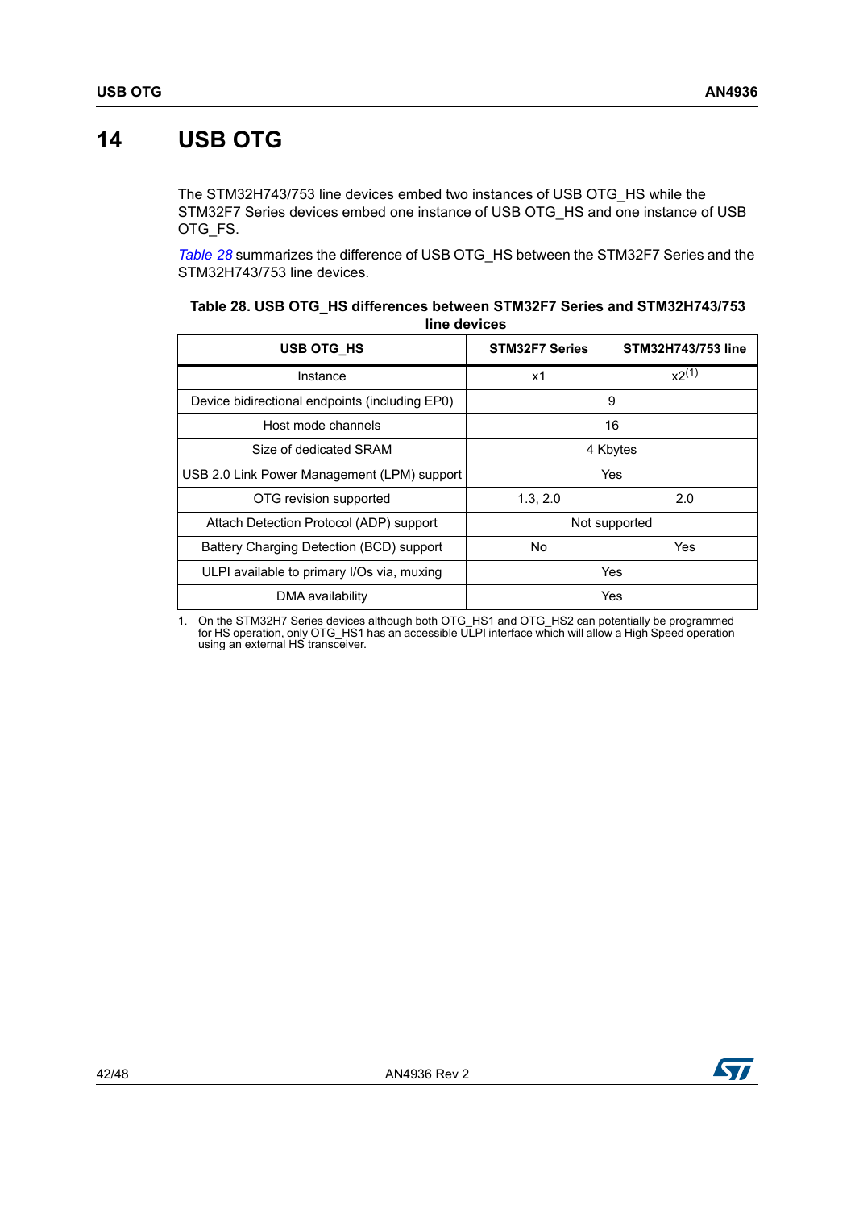# 14 USB OTG

The STM32H743/753 line devices embed two instances of USB OTG_HS while the STM32F7 Series devices embed one instance of USB OTG_HS and one instance of USB OTG_FS.

*Table 28* summarizes the difference of USB OTG_HS between the STM32F7 Series and the STM32H743/753 line devices.

**Table 28. USB OTG_HS differences between STM32F7 Series and STM32H743/753 line devices**

| USB OTG_HS | STM32F7 Series | STM32H743/753 line |
|---|---|---|
| Instance | x1 | x2[(1)] |
| Device bidirectional endpoints (including EP0) | 9 | |
| Host mode channels | 16 | |
| Size of dedicated SRAM | 4 Kbytes | |
| USB 2.0 Link Power Management (LPM) support | Yes | |
| OTG revision supported | 1.3, 2.0 | 2.0 |
| Attach Detection Protocol (ADP) support | Not supported | |
| Battery Charging Detection (BCD) support | No | Yes |
| ULPI available to primary I/Os via, muxing | Yes | |
| DMA availability | Yes | |

1. On the STM32H7 Series devices although both OTG_HS1 and OTG_HS2 can potentially be programmed for HS operation, only OTG_HS1 has an accessible ULPI interface which will allow a High Speed operation using an external HS transceiver.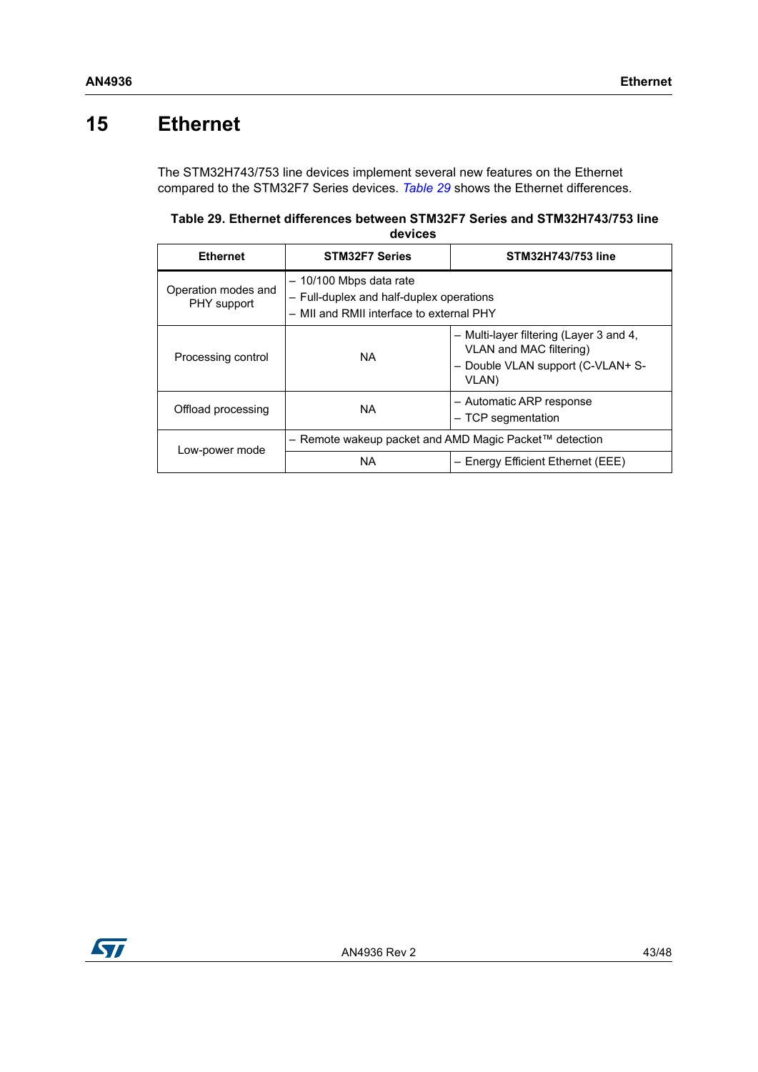# 15 Ethernet

The STM32H743/753 line devices implement several new features on the Ethernet compared to the STM32F7 Series devices. *Table 29* shows the Ethernet differences.

**Table 29. Ethernet differences between STM32F7 Series and STM32H743/753 line devices**

| Ethernet | STM32F7 Series | STM32H743/753 line |
|---|---|---|
| Operation modes and PHY support | – 10/100 Mbps data rate<br>– Full-duplex and half-duplex operations<br>– MII and RMII interface to external PHY | |
| Processing control | NA | – Multi-layer filtering (Layer 3 and 4, VLAN and MAC filtering)<br>– Double VLAN support (C-VLAN+ S-VLAN) |
| Offload processing | NA | – Automatic ARP response<br>– TCP segmentation |
| Low-power mode | – Remote wakeup packet and AMD Magic Packet™ detection | |
| | NA | – Energy Efficient Ethernet (EEE) |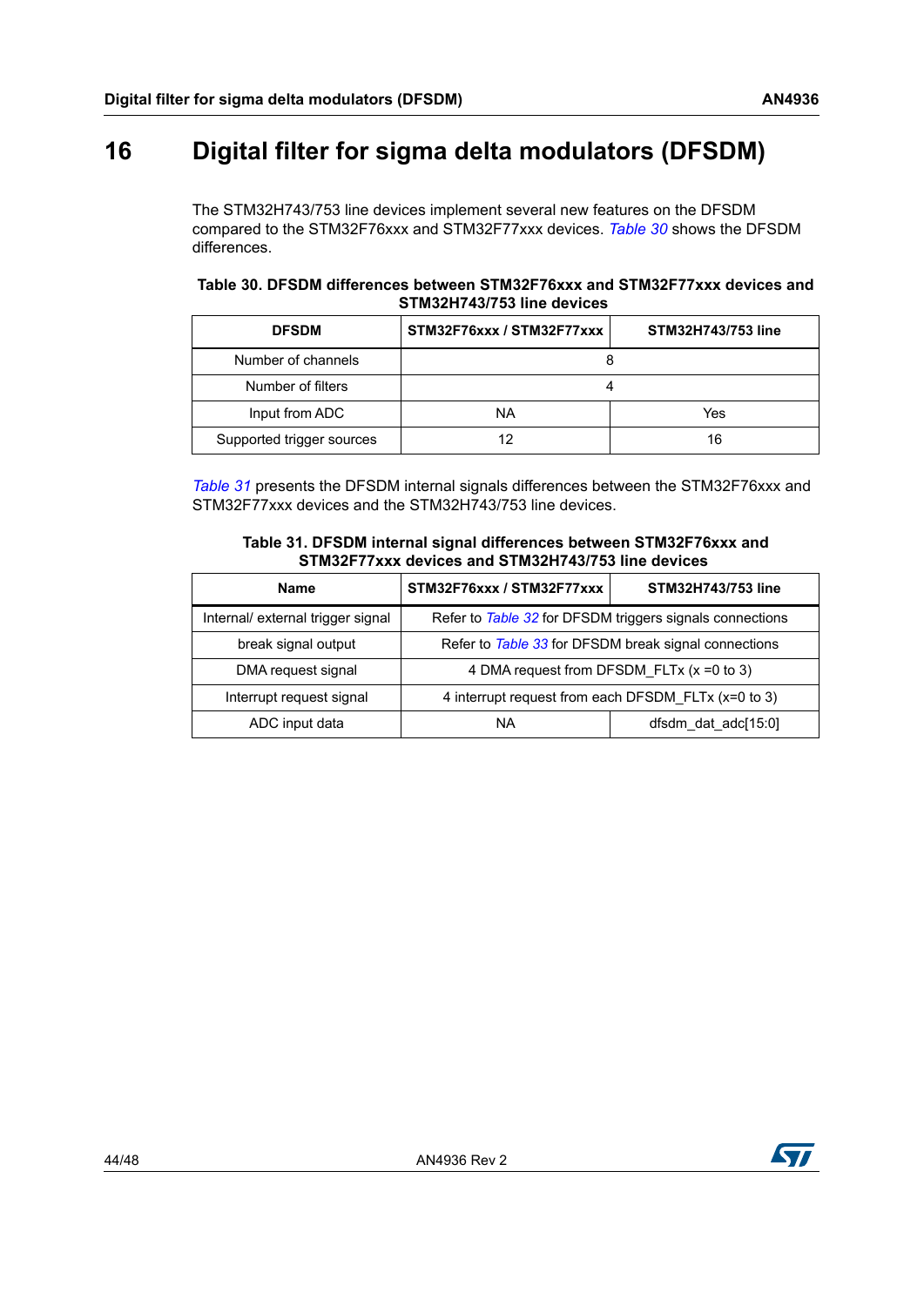# 16 Digital filter for sigma delta modulators (DFSDM)

The STM32H743/753 line devices implement several new features on the DFSDM compared to the STM32F76xxx and STM32F77xxx devices. *Table 30* shows the DFSDM differences.

**Table 30. DFSDM differences between STM32F76xxx and STM32F77xxx devices and STM32H743/753 line devices**

| DFSDM | STM32F76xxx / STM32F77xxx | STM32H743/753 line |
|---|---|---|
| Number of channels | 8 | |
| Number of filters | 4 | |
| Input from ADC | NA | Yes |
| Supported trigger sources | 12 | 16 |

*Table 31* presents the DFSDM internal signals differences between the STM32F76xxx and STM32F77xxx devices and the STM32H743/753 line devices.

**Table 31. DFSDM internal signal differences between STM32F76xxx and STM32F77xxx devices and STM32H743/753 line devices**

| Name | STM32F76xxx / STM32F77xxx | STM32H743/753 line |
|---|---|---|
| Internal/ external trigger signal | Refer to *Table 32* for DFSDM triggers signals connections | |
| break signal output | Refer to *Table 33* for DFSDM break signal connections | |
| DMA request signal | 4 DMA request from DFSDM_FLTx (x =0 to 3) | |
| Interrupt request signal | 4 interrupt request from each DFSDM_FLTx (x=0 to 3) | |
| ADC input data | NA | dfsdm_dat_adc[15:0] |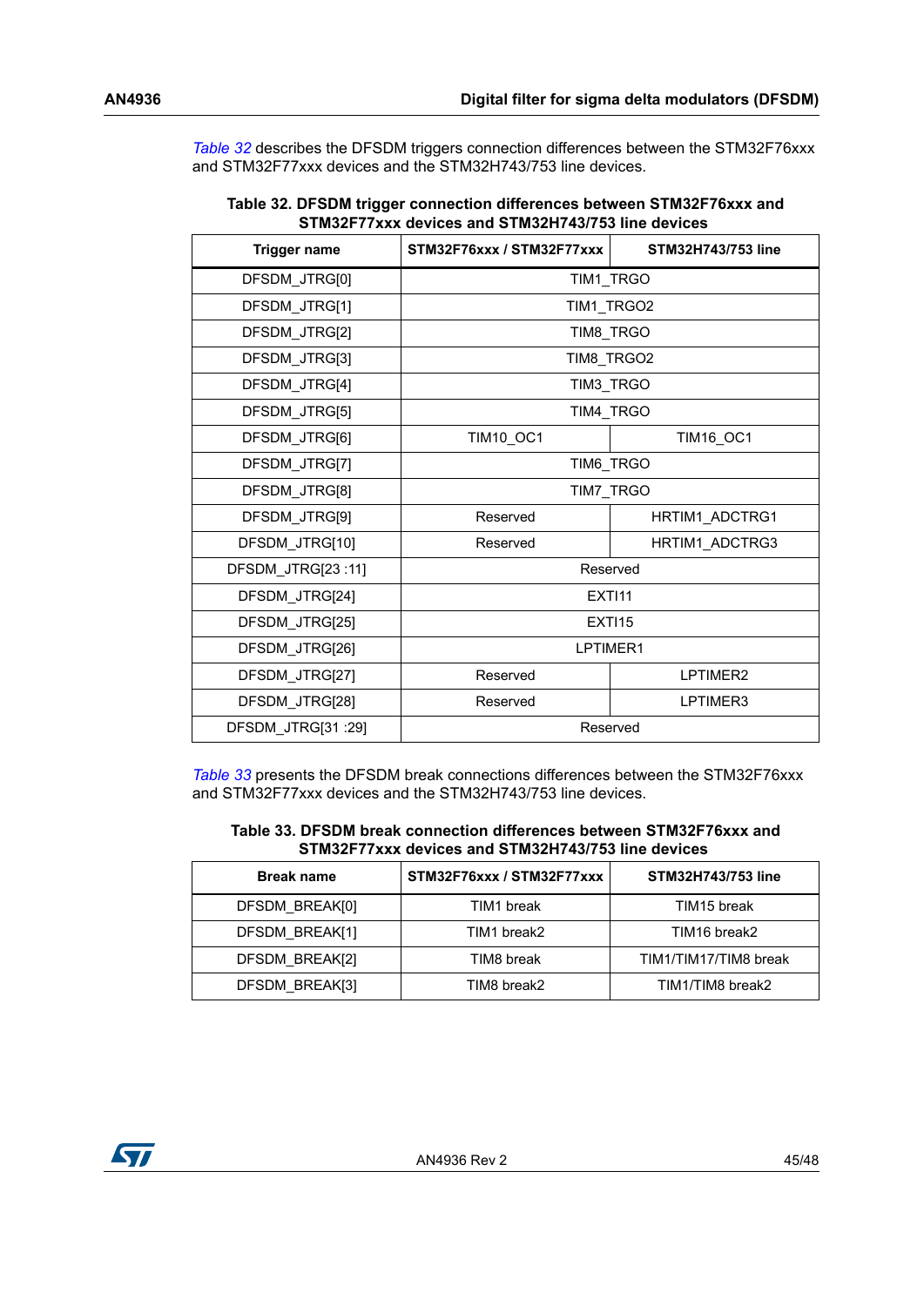Table 32 describes the DFSDM triggers connection differences between the STM32F76xxx and STM32F77xxx devices and the STM32H743/753 line devices.

**Table 32. DFSDM trigger connection differences between STM32F76xxx and STM32F77xxx devices and STM32H743/753 line devices**

| Trigger name | STM32F76xxx / STM32F77xxx | STM32H743/753 line |
|---|---|---|
| DFSDM_JTRG[0] | TIM1_TRGO | |
| DFSDM_JTRG[1] | TIM1_TRGO2 | |
| DFSDM_JTRG[2] | TIM8_TRGO | |
| DFSDM_JTRG[3] | TIM8_TRGO2 | |
| DFSDM_JTRG[4] | TIM3_TRGO | |
| DFSDM_JTRG[5] | TIM4_TRGO | |
| DFSDM_JTRG[6] | TIM10_OC1 | TIM16_OC1 |
| DFSDM_JTRG[7] | TIM6_TRGO | |
| DFSDM_JTRG[8] | TIM7_TRGO | |
| DFSDM_JTRG[9] | Reserved | HRTIM1_ADCTRG1 |
| DFSDM_JTRG[10] | Reserved | HRTIM1_ADCTRG3 |
| DFSDM_JTRG[23 :11] | Reserved | |
| DFSDM_JTRG[24] | EXTI11 | |
| DFSDM_JTRG[25] | EXTI15 | |
| DFSDM_JTRG[26] | LPTIMER1 | |
| DFSDM_JTRG[27] | Reserved | LPTIMER2 |
| DFSDM_JTRG[28] | Reserved | LPTIMER3 |
| DFSDM_JTRG[31 :29] | Reserved | |

Table 33 presents the DFSDM break connections differences between the STM32F76xxx and STM32F77xxx devices and the STM32H743/753 line devices.

**Table 33. DFSDM break connection differences between STM32F76xxx and STM32F77xxx devices and STM32H743/753 line devices**

| Break name | STM32F76xxx / STM32F77xxx | STM32H743/753 line |
|---|---|---|
| DFSDM_BREAK[0] | TIM1 break | TIM15 break |
| DFSDM_BREAK[1] | TIM1 break2 | TIM16 break2 |
| DFSDM_BREAK[2] | TIM8 break | TIM1/TIM17/TIM8 break |
| DFSDM_BREAK[3] | TIM8 break2 | TIM1/TIM8 break2 |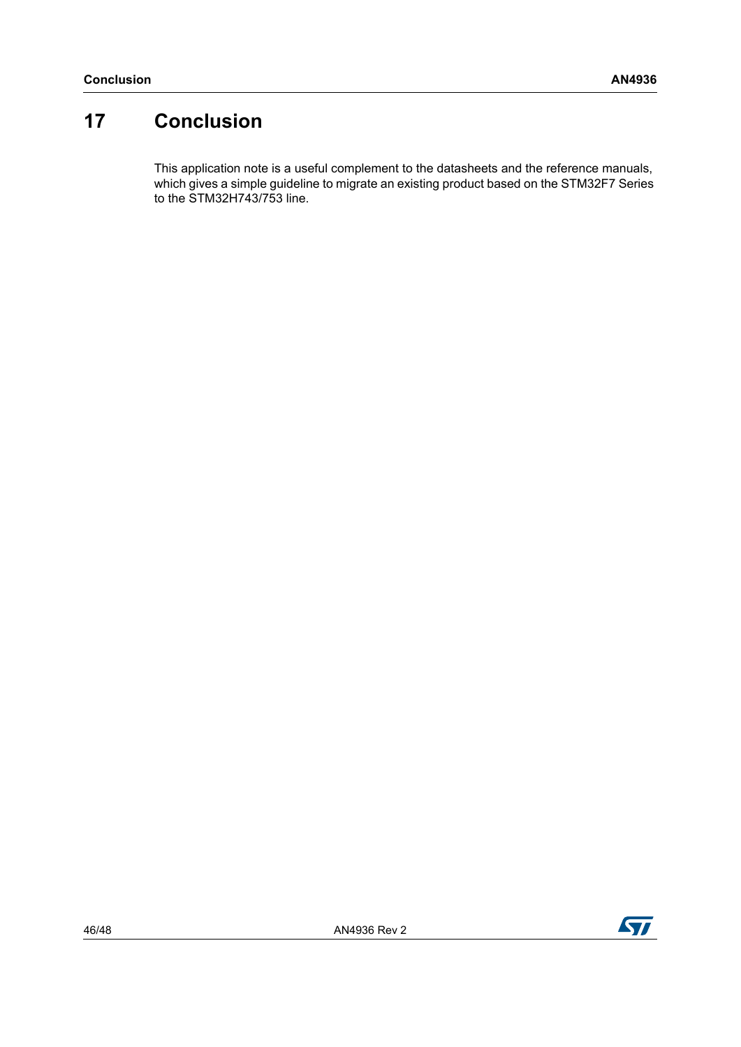# 17 Conclusion

This application note is a useful complement to the datasheets and the reference manuals, which gives a simple guideline to migrate an existing product based on the STM32F7 Series to the STM32H743/753 line.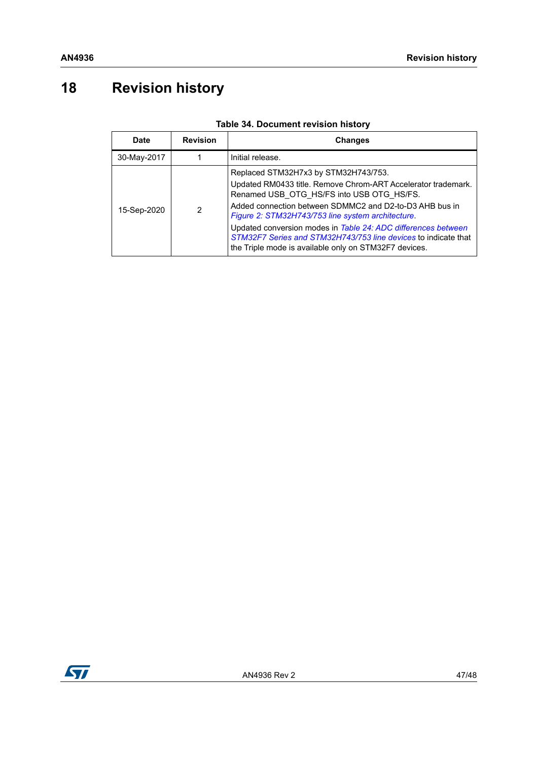# 18 Revision history

**Table 34. Document revision history**

| Date | Revision | Changes |
|---|---|---|
| 30-May-2017 | 1 | Initial release. |
| 15-Sep-2020 | 2 | Replaced STM32H7x3 by STM32H743/753.<br>Updated RM0433 title. Remove Chrom-ART Accelerator trademark. Renamed USB_OTG_HS/FS into USB OTG_HS/FS.<br>Added connection between SDMMC2 and D2-to-D3 AHB bus in *Figure 2: STM32H743/753 line system architecture*.<br>Updated conversion modes in *Table 24: ADC differences between STM32F7 Series and STM32H743/753 line devices* to indicate that the Triple mode is available only on STM32F7 devices. |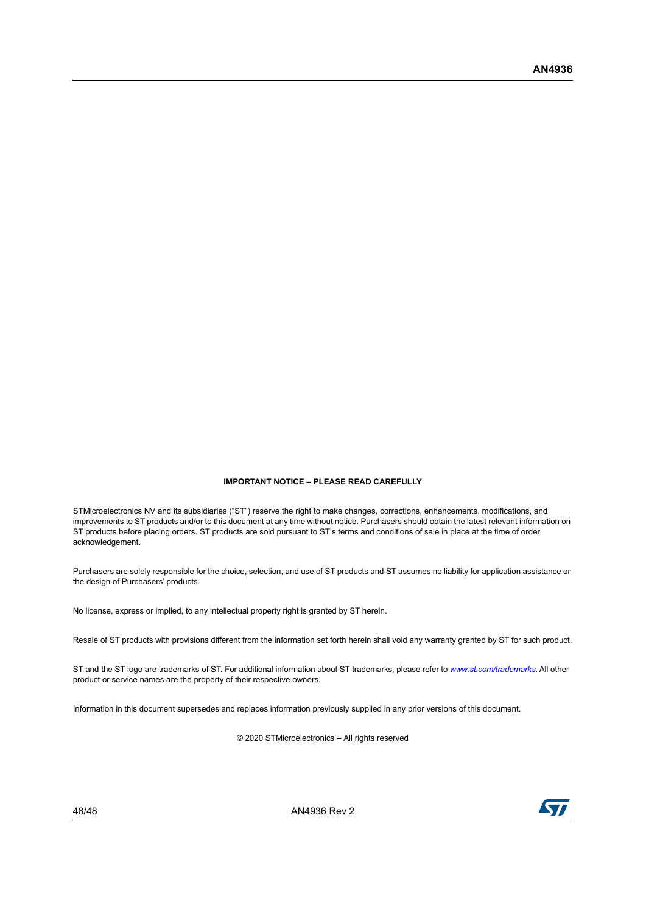**IMPORTANT NOTICE – PLEASE READ CAREFULLY**

STMicroelectronics NV and its subsidiaries (“ST”) reserve the right to make changes, corrections, enhancements, modifications, and improvements to ST products and/or to this document at any time without notice. Purchasers should obtain the latest relevant information on ST products before placing orders. ST products are sold pursuant to ST’s terms and conditions of sale in place at the time of order acknowledgement.

Purchasers are solely responsible for the choice, selection, and use of ST products and ST assumes no liability for application assistance or the design of Purchasers’ products.

No license, express or implied, to any intellectual property right is granted by ST herein.

Resale of ST products with provisions different from the information set forth herein shall void any warranty granted by ST for such product.

ST and the ST logo are trademarks of ST. For additional information about ST trademarks, please refer to *www.st.com/trademarks*. All other product or service names are the property of their respective owners.

Information in this document supersedes and replaces information previously supplied in any prior versions of this document.

© 2020 STMicroelectronics – All rights reserved